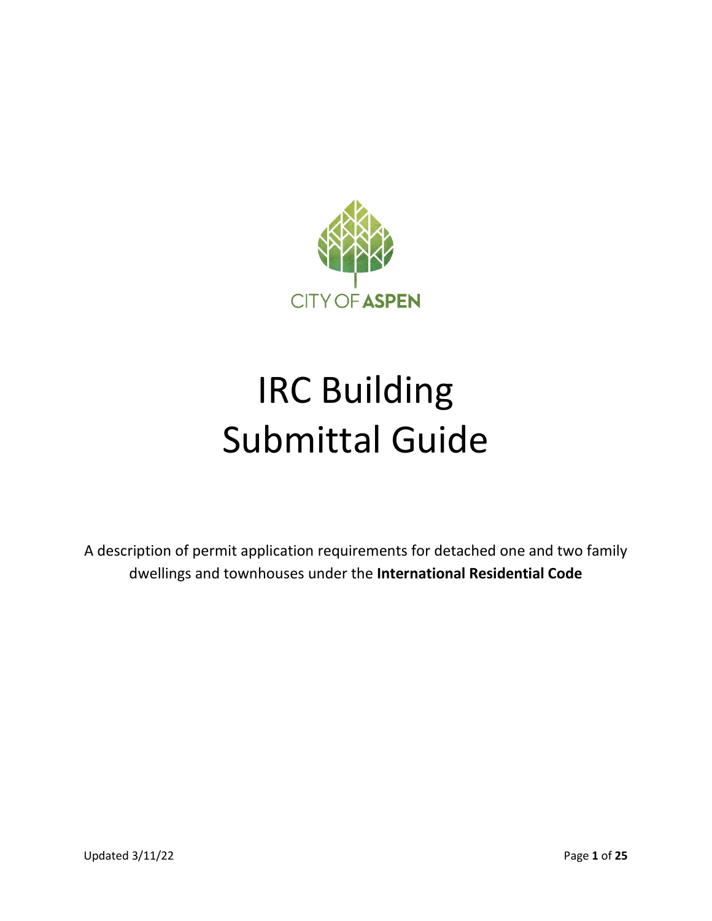CITY OF ASPEN

# IRC Building Submittal Guide

A description of permit application requirements for detached one and two family dwellings and townhouses under the **International Residential Code**

Updated 3/11/22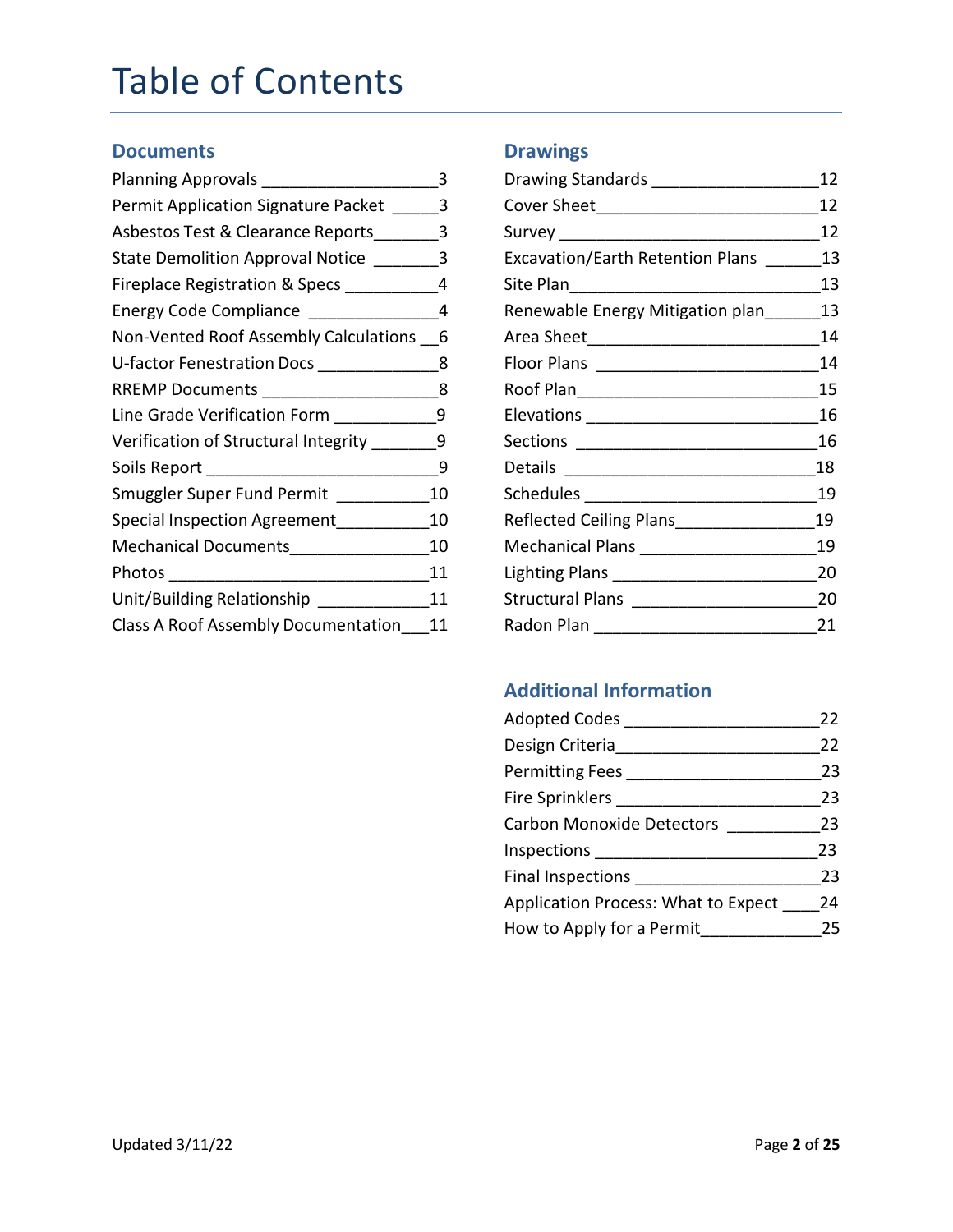# Table of Contents

## Documents

| Item | Page |
|---|---|
| Planning Approvals | 3 |
| Permit Application Signature Packet | 3 |
| Asbestos Test & Clearance Reports | 3 |
| State Demolition Approval Notice | 3 |
| Fireplace Registration & Specs | 4 |
| Energy Code Compliance | 4 |
| Non-Vented Roof Assembly Calculations | 6 |
| U-factor Fenestration Docs | 8 |
| RREMP Documents | 8 |
| Line Grade Verification Form | 9 |
| Verification of Structural Integrity | 9 |
| Soils Report | 9 |
| Smuggler Super Fund Permit | 10 |
| Special Inspection Agreement | 10 |
| Mechanical Documents | 10 |
| Photos | 11 |
| Unit/Building Relationship | 11 |
| Class A Roof Assembly Documentation | 11 |

## Drawings

| Item | Page |
|---|---|
| Drawing Standards | 12 |
| Cover Sheet | 12 |
| Survey | 12 |
| Excavation/Earth Retention Plans | 13 |
| Site Plan | 13 |
| Renewable Energy Mitigation plan | 13 |
| Area Sheet | 14 |
| Floor Plans | 14 |
| Roof Plan | 15 |
| Elevations | 16 |
| Sections | 16 |
| Details | 18 |
| Schedules | 19 |
| Reflected Ceiling Plans | 19 |
| Mechanical Plans | 19 |
| Lighting Plans | 20 |
| Structural Plans | 20 |
| Radon Plan | 21 |

## Additional Information

| Item | Page |
|---|---|
| Adopted Codes | 22 |
| Design Criteria | 22 |
| Permitting Fees | 23 |
| Fire Sprinklers | 23 |
| Carbon Monoxide Detectors | 23 |
| Inspections | 23 |
| Final Inspections | 23 |
| Application Process: What to Expect | 24 |
| How to Apply for a Permit | 25 |

Updated 3/11/22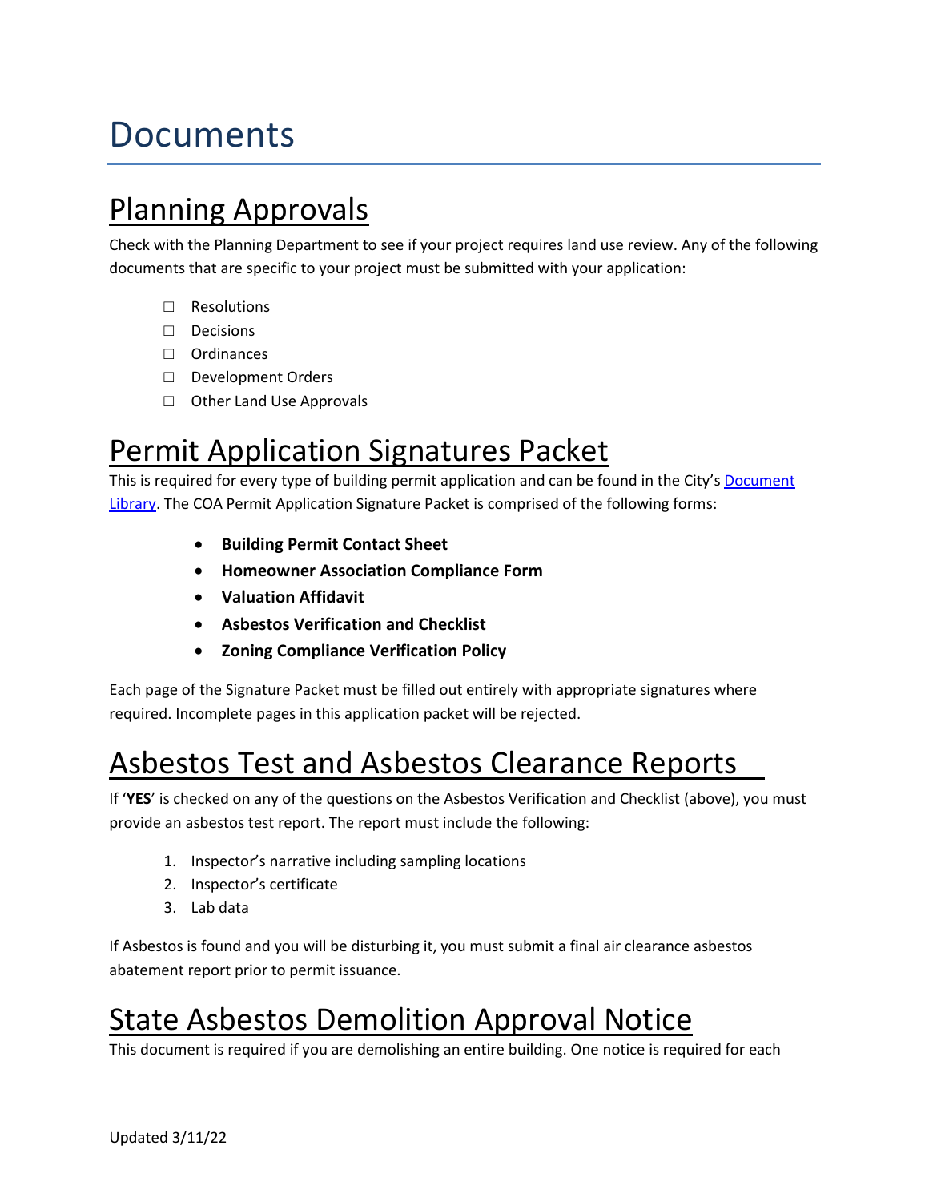# Documents

## Planning Approvals

Check with the Planning Department to see if your project requires land use review. Any of the following documents that are specific to your project must be submitted with your application:

- ☐ Resolutions
- ☐ Decisions
- ☐ Ordinances
- ☐ Development Orders
- ☐ Other Land Use Approvals

## Permit Application Signatures Packet

This is required for every type of building permit application and can be found in the City's Document Library. The COA Permit Application Signature Packet is comprised of the following forms:

- **Building Permit Contact Sheet**
- **Homeowner Association Compliance Form**
- **Valuation Affidavit**
- **Asbestos Verification and Checklist**
- **Zoning Compliance Verification Policy**

Each page of the Signature Packet must be filled out entirely with appropriate signatures where required. Incomplete pages in this application packet will be rejected.

## Asbestos Test and Asbestos Clearance Reports

If '**YES**' is checked on any of the questions on the Asbestos Verification and Checklist (above), you must provide an asbestos test report. The report must include the following:

1. Inspector's narrative including sampling locations
2. Inspector's certificate
3. Lab data

If Asbestos is found and you will be disturbing it, you must submit a final air clearance asbestos abatement report prior to permit issuance.

## State Asbestos Demolition Approval Notice

This document is required if you are demolishing an entire building. One notice is required for each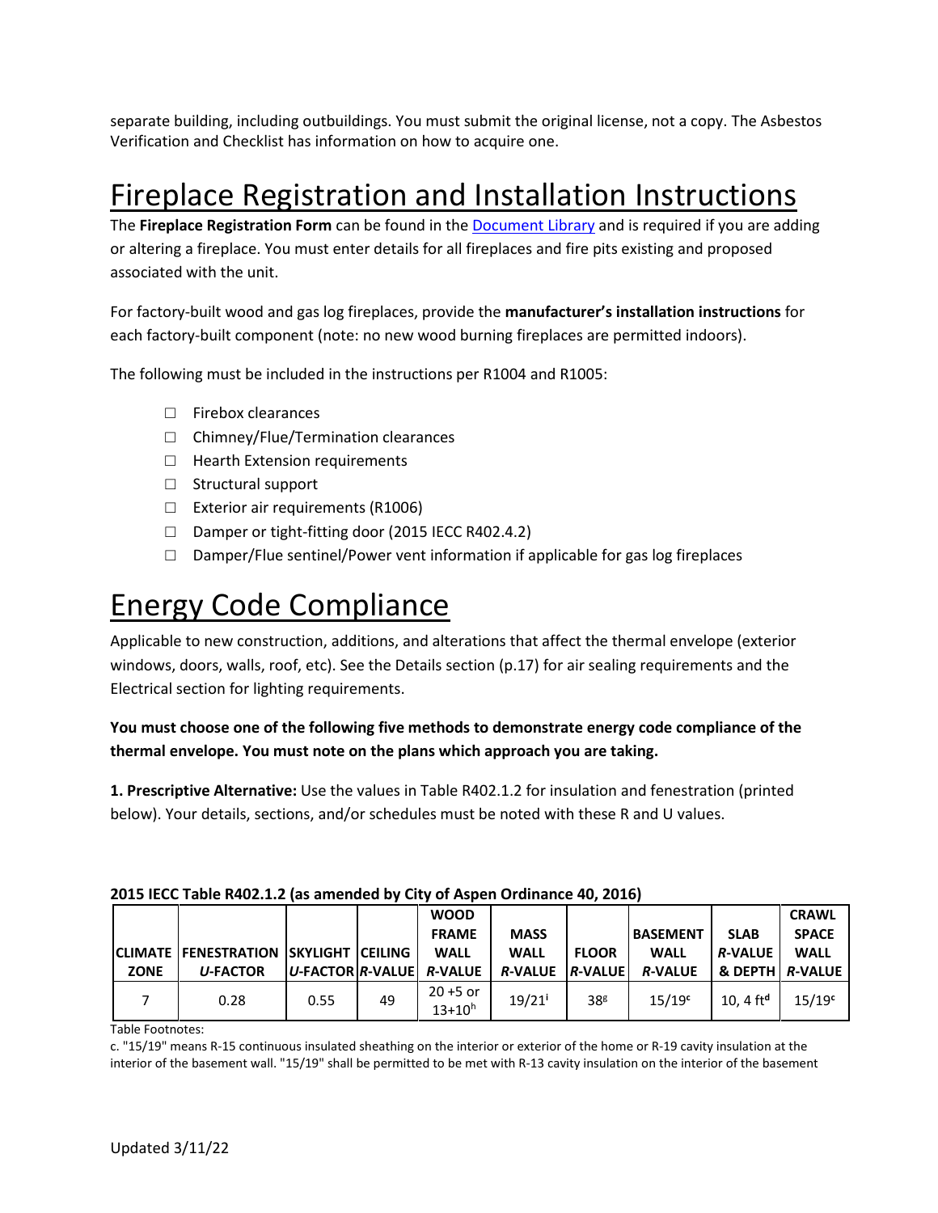separate building, including outbuildings. You must submit the original license, not a copy. The Asbestos Verification and Checklist has information on how to acquire one.

# Fireplace Registration and Installation Instructions

The **Fireplace Registration Form** can be found in the Document Library and is required if you are adding or altering a fireplace. You must enter details for all fireplaces and fire pits existing and proposed associated with the unit.

For factory-built wood and gas log fireplaces, provide the **manufacturer's installation instructions** for each factory-built component (note: no new wood burning fireplaces are permitted indoors).

The following must be included in the instructions per R1004 and R1005:

- ☐ Firebox clearances
- ☐ Chimney/Flue/Termination clearances
- ☐ Hearth Extension requirements
- ☐ Structural support
- ☐ Exterior air requirements (R1006)
- ☐ Damper or tight-fitting door (2015 IECC R402.4.2)
- ☐ Damper/Flue sentinel/Power vent information if applicable for gas log fireplaces

# Energy Code Compliance

Applicable to new construction, additions, and alterations that affect the thermal envelope (exterior windows, doors, walls, roof, etc). See the Details section (p.17) for air sealing requirements and the Electrical section for lighting requirements.

**You must choose one of the following five methods to demonstrate energy code compliance of the thermal envelope. You must note on the plans which approach you are taking.**

**1. Prescriptive Alternative:** Use the values in Table R402.1.2 for insulation and fenestration (printed below). Your details, sections, and/or schedules must be noted with these R and U values.

**2015 IECC Table R402.1.2 (as amended by City of Aspen Ordinance 40, 2016)**

| CLIMATE ZONE | FENESTRATION *U*-FACTOR | SKYLIGHT *U*-FACTOR | CEILING *R*-VALUE | WOOD FRAME WALL *R*-VALUE | MASS WALL *R*-VALUE | FLOOR *R*-VALUE | BASEMENT WALL *R*-VALUE | SLAB *R*-VALUE & DEPTH | CRAWL SPACE WALL *R*-VALUE |
|---|---|---|---|---|---|---|---|---|---|
| 7 | 0.28 | 0.55 | 49 | 20 +5 or 13+10[h] | 19/21[i] | 38[g] | 15/19[c] | 10, 4 ft[d] | 15/19[c] |

Table Footnotes:

c. "15/19" means R-15 continuous insulated sheathing on the interior or exterior of the home or R-19 cavity insulation at the interior of the basement wall. "15/19" shall be permitted to be met with R-13 cavity insulation on the interior of the basement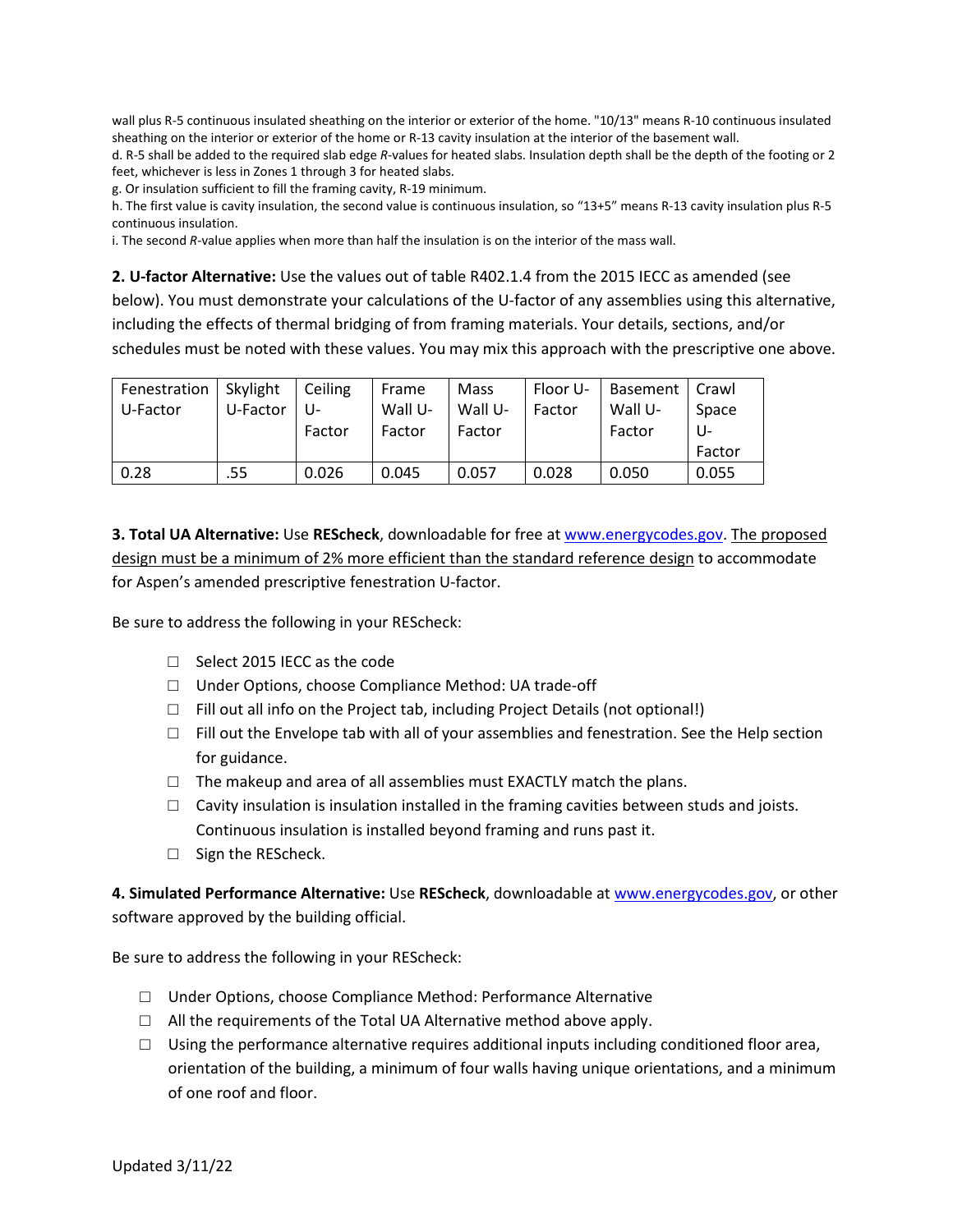wall plus R-5 continuous insulated sheathing on the interior or exterior of the home. "10/13" means R-10 continuous insulated sheathing on the interior or exterior of the home or R-13 cavity insulation at the interior of the basement wall.

d. R-5 shall be added to the required slab edge *R*-values for heated slabs. Insulation depth shall be the depth of the footing or 2 feet, whichever is less in Zones 1 through 3 for heated slabs.

g. Or insulation sufficient to fill the framing cavity, R-19 minimum.

h. The first value is cavity insulation, the second value is continuous insulation, so "13+5" means R-13 cavity insulation plus R-5 continuous insulation.

i. The second *R*-value applies when more than half the insulation is on the interior of the mass wall.

**2. U-factor Alternative:** Use the values out of table R402.1.4 from the 2015 IECC as amended (see below). You must demonstrate your calculations of the U-factor of any assemblies using this alternative, including the effects of thermal bridging of from framing materials. Your details, sections, and/or schedules must be noted with these values. You may mix this approach with the prescriptive one above.

| Fenestration U-Factor | Skylight U-Factor | Ceiling U-Factor | Frame Wall U-Factor | Mass Wall U-Factor | Floor U-Factor | Basement Wall U-Factor | Crawl Space U-Factor |
|---|---|---|---|---|---|---|---|
| 0.28 | .55 | 0.026 | 0.045 | 0.057 | 0.028 | 0.050 | 0.055 |

**3. Total UA Alternative:** Use **REScheck**, downloadable for free at www.energycodes.gov. <u>The proposed design must be a minimum of 2% more efficient than the standard reference design</u> to accommodate for Aspen's amended prescriptive fenestration U-factor.

Be sure to address the following in your REScheck:

- ☐ Select 2015 IECC as the code
- ☐ Under Options, choose Compliance Method: UA trade-off
- ☐ Fill out all info on the Project tab, including Project Details (not optional!)
- ☐ Fill out the Envelope tab with all of your assemblies and fenestration. See the Help section for guidance.
- ☐ The makeup and area of all assemblies must EXACTLY match the plans.
- ☐ Cavity insulation is insulation installed in the framing cavities between studs and joists. Continuous insulation is installed beyond framing and runs past it.
- ☐ Sign the REScheck.

**4. Simulated Performance Alternative:** Use **REScheck**, downloadable at www.energycodes.gov, or other software approved by the building official.

Be sure to address the following in your REScheck:

- ☐ Under Options, choose Compliance Method: Performance Alternative
- ☐ All the requirements of the Total UA Alternative method above apply.
- ☐ Using the performance alternative requires additional inputs including conditioned floor area, orientation of the building, a minimum of four walls having unique orientations, and a minimum of one roof and floor.

Updated 3/11/22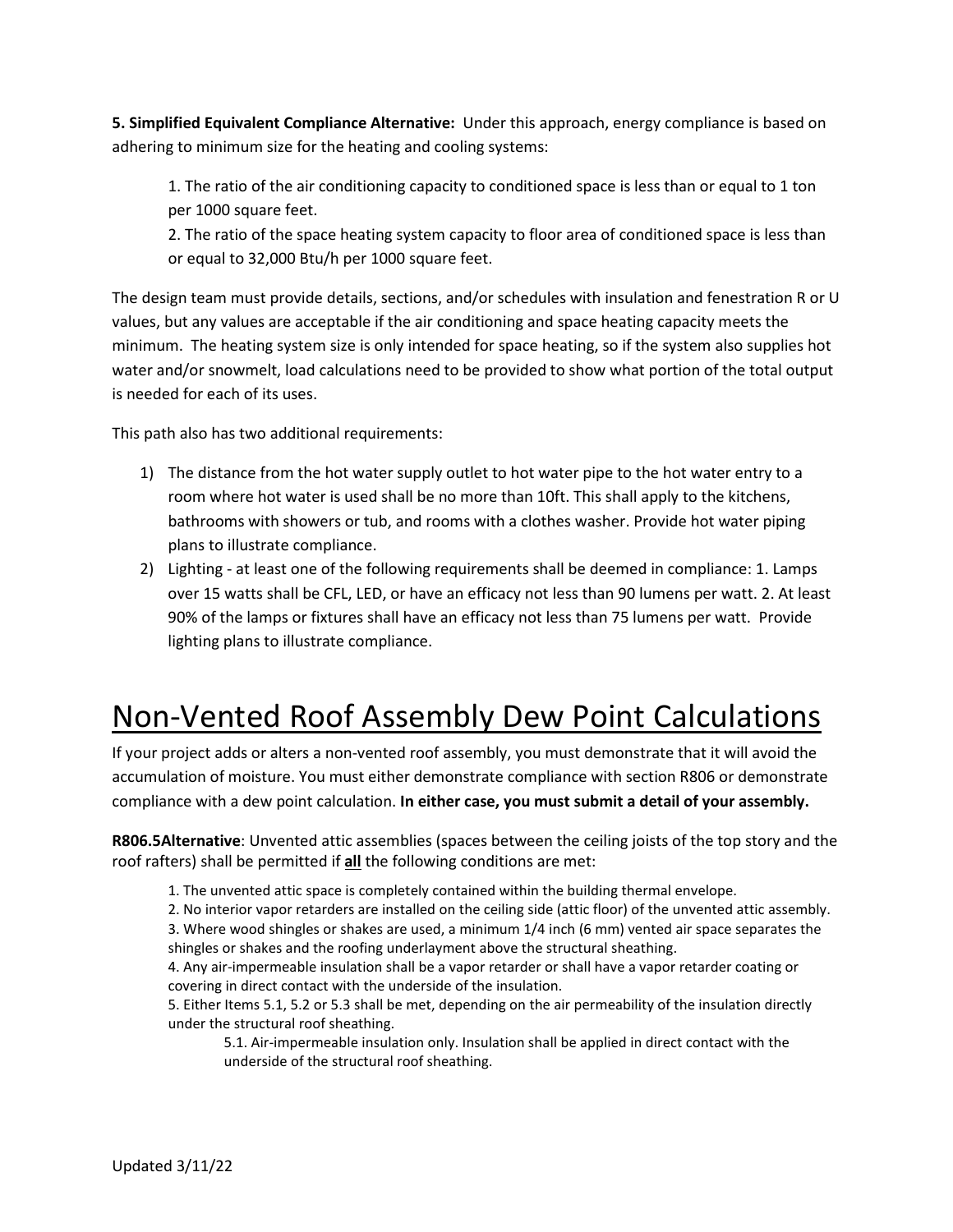**5. Simplified Equivalent Compliance Alternative:** Under this approach, energy compliance is based on adhering to minimum size for the heating and cooling systems:

1. The ratio of the air conditioning capacity to conditioned space is less than or equal to 1 ton per 1000 square feet.
2. The ratio of the space heating system capacity to floor area of conditioned space is less than or equal to 32,000 Btu/h per 1000 square feet.

The design team must provide details, sections, and/or schedules with insulation and fenestration R or U values, but any values are acceptable if the air conditioning and space heating capacity meets the minimum. The heating system size is only intended for space heating, so if the system also supplies hot water and/or snowmelt, load calculations need to be provided to show what portion of the total output is needed for each of its uses.

This path also has two additional requirements:

1) The distance from the hot water supply outlet to hot water pipe to the hot water entry to a room where hot water is used shall be no more than 10ft. This shall apply to the kitchens, bathrooms with showers or tub, and rooms with a clothes washer. Provide hot water piping plans to illustrate compliance.
2) Lighting - at least one of the following requirements shall be deemed in compliance: 1. Lamps over 15 watts shall be CFL, LED, or have an efficacy not less than 90 lumens per watt. 2. At least 90% of the lamps or fixtures shall have an efficacy not less than 75 lumens per watt. Provide lighting plans to illustrate compliance.

# Non-Vented Roof Assembly Dew Point Calculations

If your project adds or alters a non-vented roof assembly, you must demonstrate that it will avoid the accumulation of moisture. You must either demonstrate compliance with section R806 or demonstrate compliance with a dew point calculation. **In either case, you must submit a detail of your assembly.**

**R806.5Alternative**: Unvented attic assemblies (spaces between the ceiling joists of the top story and the roof rafters) shall be permitted if **all** the following conditions are met:

1. The unvented attic space is completely contained within the building thermal envelope.
2. No interior vapor retarders are installed on the ceiling side (attic floor) of the unvented attic assembly.
3. Where wood shingles or shakes are used, a minimum 1/4 inch (6 mm) vented air space separates the shingles or shakes and the roofing underlayment above the structural sheathing.
4. Any air-impermeable insulation shall be a vapor retarder or shall have a vapor retarder coating or covering in direct contact with the underside of the insulation.
5. Either Items 5.1, 5.2 or 5.3 shall be met, depending on the air permeability of the insulation directly under the structural roof sheathing.
    - 5.1. Air-impermeable insulation only. Insulation shall be applied in direct contact with the underside of the structural roof sheathing.

Updated 3/11/22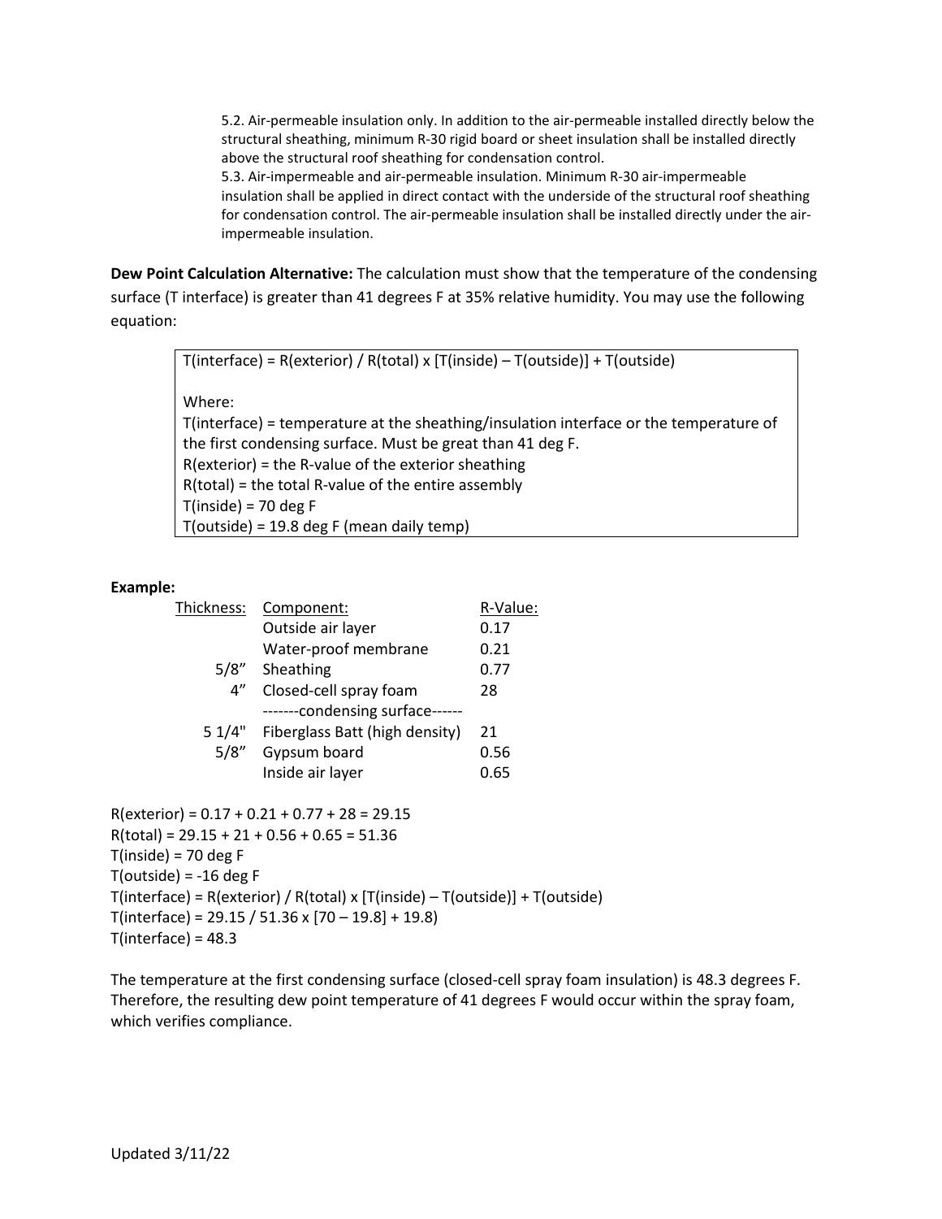5.2. Air-permeable insulation only. In addition to the air-permeable installed directly below the structural sheathing, minimum R-30 rigid board or sheet insulation shall be installed directly above the structural roof sheathing for condensation control.

5.3. Air-impermeable and air-permeable insulation. Minimum R-30 air-impermeable insulation shall be applied in direct contact with the underside of the structural roof sheathing for condensation control. The air-permeable insulation shall be installed directly under the air-impermeable insulation.

**Dew Point Calculation Alternative:** The calculation must show that the temperature of the condensing surface (T interface) is greater than 41 degrees F at 35% relative humidity. You may use the following equation:

> T(interface) = R(exterior) / R(total) x [T(inside) – T(outside)] + T(outside)
>
> Where:
> T(interface) = temperature at the sheathing/insulation interface or the temperature of the first condensing surface. Must be great than 41 deg F.
> R(exterior) = the R-value of the exterior sheathing
> R(total) = the total R-value of the entire assembly
> T(inside) = 70 deg F
> T(outside) = 19.8 deg F (mean daily temp)

**Example:**

| Thickness: | Component: | R-Value: |
|---|---|---|
| | Outside air layer | 0.17 |
| | Water-proof membrane | 0.21 |
| 5/8” | Sheathing | 0.77 |
| 4” | Closed-cell spray foam | 28 |
| | -------condensing surface------ | |
| 5 1/4" | Fiberglass Batt (high density) | 21 |
| 5/8” | Gypsum board | 0.56 |
| | Inside air layer | 0.65 |

R(exterior) = 0.17 + 0.21 + 0.77 + 28 = 29.15
R(total) = 29.15 + 21 + 0.56 + 0.65 = 51.36
T(inside) = 70 deg F
T(outside) = -16 deg F
T(interface) = R(exterior) / R(total) x [T(inside) – T(outside)] + T(outside)
T(interface) = 29.15 / 51.36 x [70 – 19.8] + 19.8)
T(interface) = 48.3

The temperature at the first condensing surface (closed-cell spray foam insulation) is 48.3 degrees F. Therefore, the resulting dew point temperature of 41 degrees F would occur within the spray foam, which verifies compliance.

Updated 3/11/22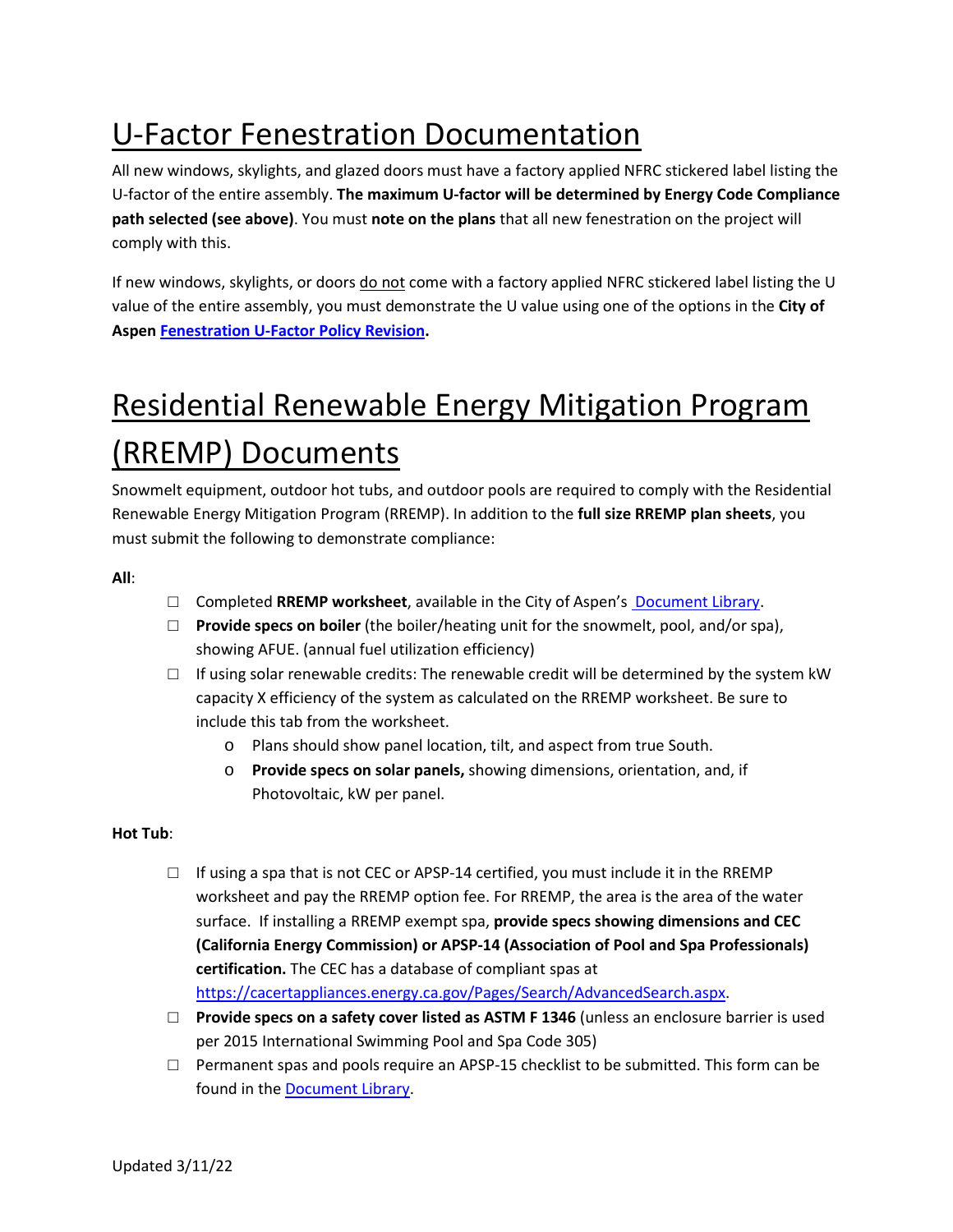# U-Factor Fenestration Documentation

All new windows, skylights, and glazed doors must have a factory applied NFRC stickered label listing the U-factor of the entire assembly. **The maximum U-factor will be determined by Energy Code Compliance path selected (see above)**. You must **note on the plans** that all new fenestration on the project will comply with this.

If new windows, skylights, or doors do not come with a factory applied NFRC stickered label listing the U value of the entire assembly, you must demonstrate the U value using one of the options in the **City of Aspen** **Fenestration U-Factor Policy Revision.**

# Residential Renewable Energy Mitigation Program (RREMP) Documents

Snowmelt equipment, outdoor hot tubs, and outdoor pools are required to comply with the Residential Renewable Energy Mitigation Program (RREMP). In addition to the **full size RREMP plan sheets**, you must submit the following to demonstrate compliance:

**All**:

- ☐ Completed **RREMP worksheet**, available in the City of Aspen's Document Library.
- ☐ **Provide specs on boiler** (the boiler/heating unit for the snowmelt, pool, and/or spa), showing AFUE. (annual fuel utilization efficiency)
- ☐ If using solar renewable credits: The renewable credit will be determined by the system kW capacity X efficiency of the system as calculated on the RREMP worksheet. Be sure to include this tab from the worksheet.
  - Plans should show panel location, tilt, and aspect from true South.
  - **Provide specs on solar panels,** showing dimensions, orientation, and, if Photovoltaic, kW per panel.

**Hot Tub**:

- ☐ If using a spa that is not CEC or APSP-14 certified, you must include it in the RREMP worksheet and pay the RREMP option fee. For RREMP, the area is the area of the water surface. If installing a RREMP exempt spa, **provide specs showing dimensions and CEC (California Energy Commission) or APSP-14 (Association of Pool and Spa Professionals) certification.** The CEC has a database of compliant spas at https://cacertappliances.energy.ca.gov/Pages/Search/AdvancedSearch.aspx.
- ☐ **Provide specs on a safety cover listed as ASTM F 1346** (unless an enclosure barrier is used per 2015 International Swimming Pool and Spa Code 305)
- ☐ Permanent spas and pools require an APSP-15 checklist to be submitted. This form can be found in the Document Library.

Updated 3/11/22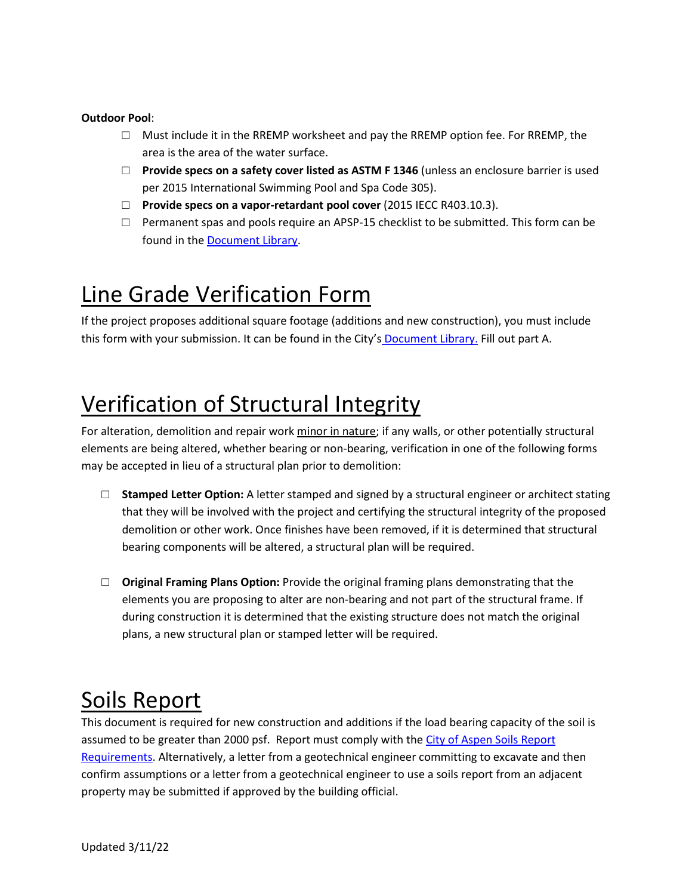**Outdoor Pool**:

- ☐ Must include it in the RREMP worksheet and pay the RREMP option fee. For RREMP, the area is the area of the water surface.
- ☐ **Provide specs on a safety cover listed as ASTM F 1346** (unless an enclosure barrier is used per 2015 International Swimming Pool and Spa Code 305).
- ☐ **Provide specs on a vapor-retardant pool cover** (2015 IECC R403.10.3).
- ☐ Permanent spas and pools require an APSP-15 checklist to be submitted. This form can be found in the Document Library.

# Line Grade Verification Form

If the project proposes additional square footage (additions and new construction), you must include this form with your submission. It can be found in the City's Document Library. Fill out part A.

# Verification of Structural Integrity

For alteration, demolition and repair work minor in nature; if any walls, or other potentially structural elements are being altered, whether bearing or non-bearing, verification in one of the following forms may be accepted in lieu of a structural plan prior to demolition:

- ☐ **Stamped Letter Option:** A letter stamped and signed by a structural engineer or architect stating that they will be involved with the project and certifying the structural integrity of the proposed demolition or other work. Once finishes have been removed, if it is determined that structural bearing components will be altered, a structural plan will be required.

- ☐ **Original Framing Plans Option:** Provide the original framing plans demonstrating that the elements you are proposing to alter are non-bearing and not part of the structural frame. If during construction it is determined that the existing structure does not match the original plans, a new structural plan or stamped letter will be required.

# Soils Report

This document is required for new construction and additions if the load bearing capacity of the soil is assumed to be greater than 2000 psf. Report must comply with the City of Aspen Soils Report Requirements. Alternatively, a letter from a geotechnical engineer committing to excavate and then confirm assumptions or a letter from a geotechnical engineer to use a soils report from an adjacent property may be submitted if approved by the building official.

Updated 3/11/22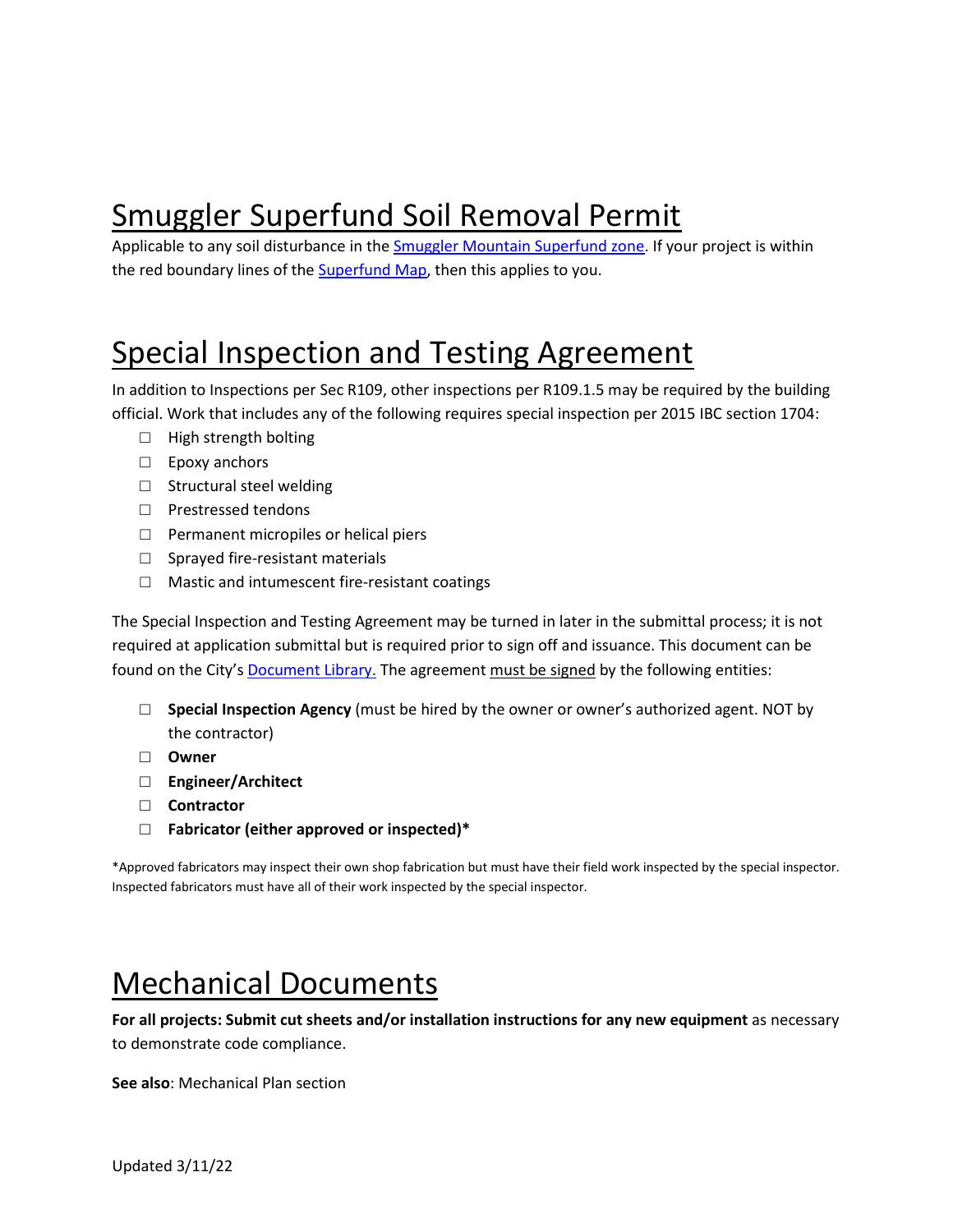# Smuggler Superfund Soil Removal Permit

Applicable to any soil disturbance in the Smuggler Mountain Superfund zone. If your project is within the red boundary lines of the Superfund Map, then this applies to you.

# Special Inspection and Testing Agreement

In addition to Inspections per Sec R109, other inspections per R109.1.5 may be required by the building official. Work that includes any of the following requires special inspection per 2015 IBC section 1704:

- ☐ High strength bolting
- ☐ Epoxy anchors
- ☐ Structural steel welding
- ☐ Prestressed tendons
- ☐ Permanent micropiles or helical piers
- ☐ Sprayed fire-resistant materials
- ☐ Mastic and intumescent fire-resistant coatings

The Special Inspection and Testing Agreement may be turned in later in the submittal process; it is not required at application submittal but is required prior to sign off and issuance. This document can be found on the City's Document Library. The agreement must be signed by the following entities:

- ☐ **Special Inspection Agency** (must be hired by the owner or owner's authorized agent. NOT by the contractor)
- ☐ **Owner**
- ☐ **Engineer/Architect**
- ☐ **Contractor**
- ☐ **Fabricator (either approved or inspected)***

*Approved fabricators may inspect their own shop fabrication but must have their field work inspected by the special inspector. Inspected fabricators must have all of their work inspected by the special inspector.

# Mechanical Documents

**For all projects: Submit cut sheets and/or installation instructions for any new equipment** as necessary to demonstrate code compliance.

**See also**: Mechanical Plan section

Updated 3/11/22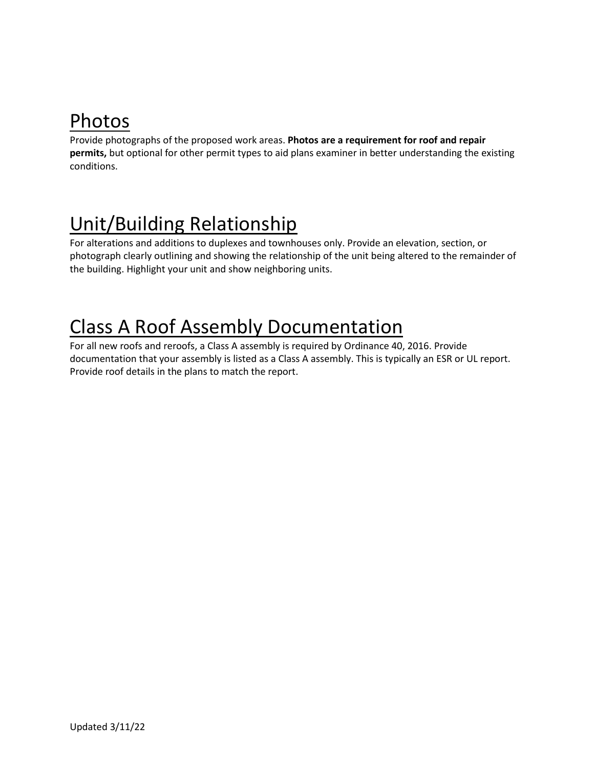## Photos

Provide photographs of the proposed work areas. **Photos are a requirement for roof and repair permits,** but optional for other permit types to aid plans examiner in better understanding the existing conditions.

## Unit/Building Relationship

For alterations and additions to duplexes and townhouses only. Provide an elevation, section, or photograph clearly outlining and showing the relationship of the unit being altered to the remainder of the building. Highlight your unit and show neighboring units.

## Class A Roof Assembly Documentation

For all new roofs and reroofs, a Class A assembly is required by Ordinance 40, 2016. Provide documentation that your assembly is listed as a Class A assembly. This is typically an ESR or UL report. Provide roof details in the plans to match the report.

Updated 3/11/22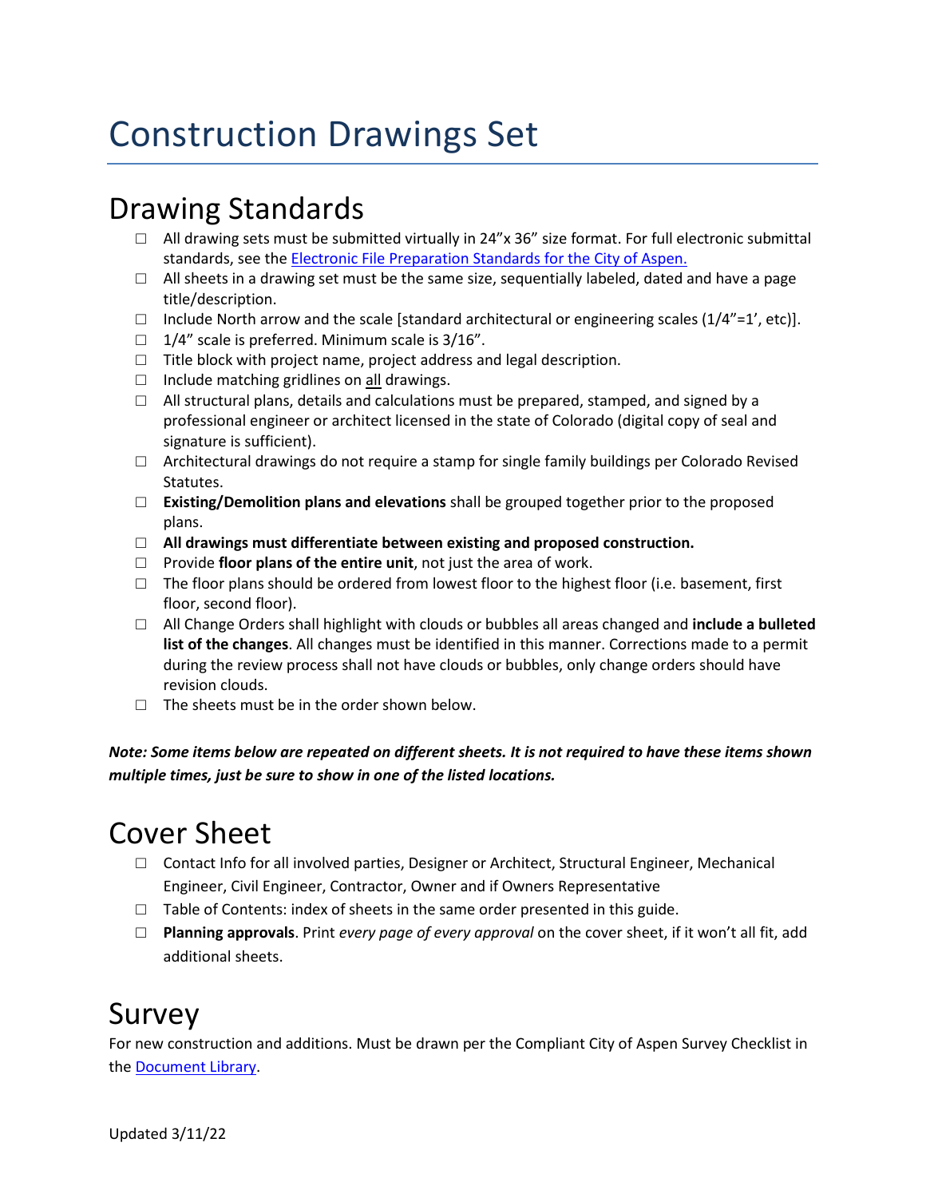# Construction Drawings Set

## Drawing Standards

- ☐ All drawing sets must be submitted virtually in 24"x 36" size format. For full electronic submittal standards, see the [Electronic File Preparation Standards for the City of Aspen.](#)
- ☐ All sheets in a drawing set must be the same size, sequentially labeled, dated and have a page title/description.
- ☐ Include North arrow and the scale [standard architectural or engineering scales (1/4"=1', etc)].
- ☐ 1/4" scale is preferred. Minimum scale is 3/16".
- ☐ Title block with project name, project address and legal description.
- ☐ Include matching gridlines on <u>all</u> drawings.
- ☐ All structural plans, details and calculations must be prepared, stamped, and signed by a professional engineer or architect licensed in the state of Colorado (digital copy of seal and signature is sufficient).
- ☐ Architectural drawings do not require a stamp for single family buildings per Colorado Revised Statutes.
- ☐ **Existing/Demolition plans and elevations** shall be grouped together prior to the proposed plans.
- ☐ **All drawings must differentiate between existing and proposed construction.**
- ☐ Provide **floor plans of the entire unit**, not just the area of work.
- ☐ The floor plans should be ordered from lowest floor to the highest floor (i.e. basement, first floor, second floor).
- ☐ All Change Orders shall highlight with clouds or bubbles all areas changed and **include a bulleted list of the changes**. All changes must be identified in this manner. Corrections made to a permit during the review process shall not have clouds or bubbles, only change orders should have revision clouds.
- ☐ The sheets must be in the order shown below.

***Note: Some items below are repeated on different sheets. It is not required to have these items shown multiple times, just be sure to show in one of the listed locations.***

## Cover Sheet

- ☐ Contact Info for all involved parties, Designer or Architect, Structural Engineer, Mechanical Engineer, Civil Engineer, Contractor, Owner and if Owners Representative
- ☐ Table of Contents: index of sheets in the same order presented in this guide.
- ☐ **Planning approvals**. Print *every page of every approval* on the cover sheet, if it won't all fit, add additional sheets.

## Survey

For new construction and additions. Must be drawn per the Compliant City of Aspen Survey Checklist in the [Document Library](#).

Updated 3/11/22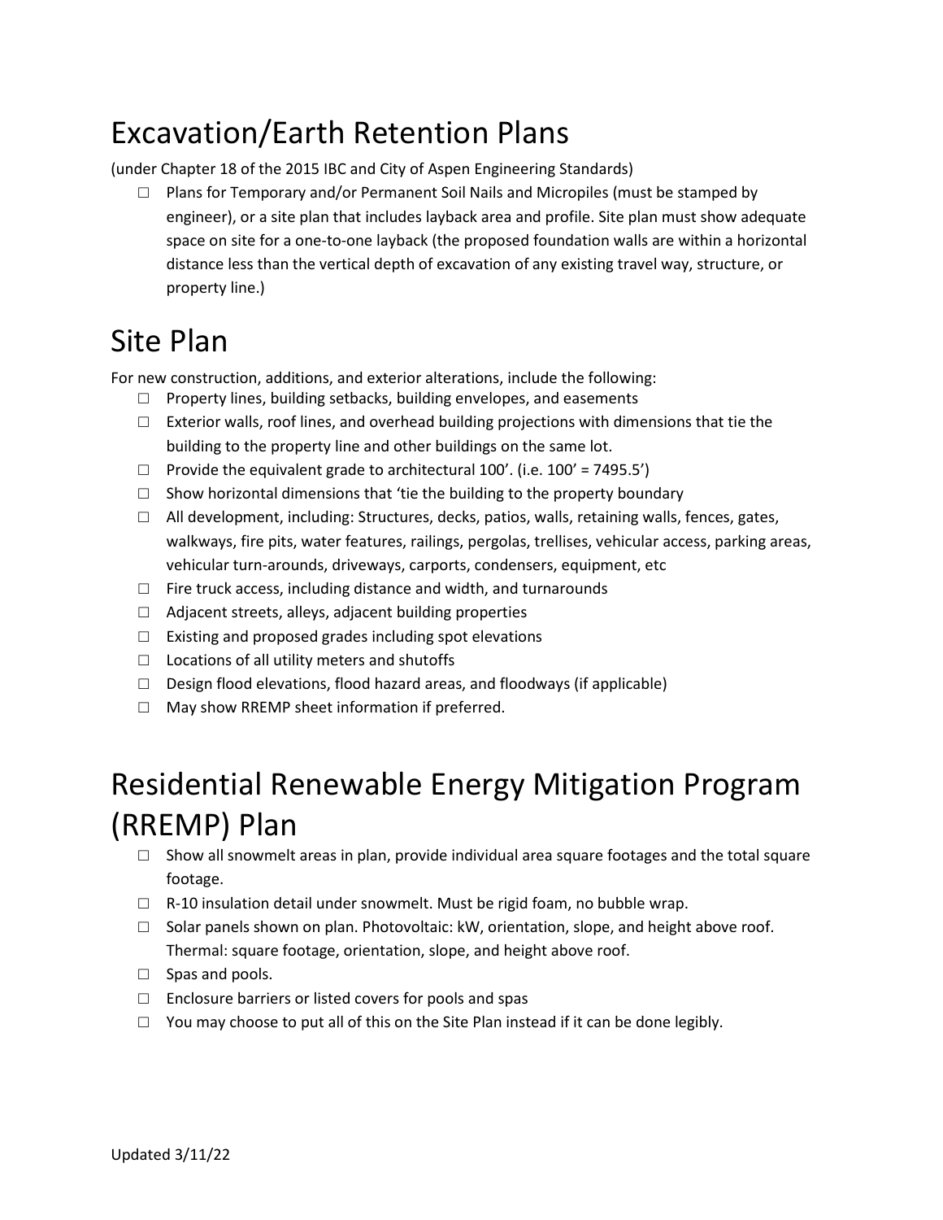# Excavation/Earth Retention Plans

(under Chapter 18 of the 2015 IBC and City of Aspen Engineering Standards)

- ☐ Plans for Temporary and/or Permanent Soil Nails and Micropiles (must be stamped by engineer), or a site plan that includes layback area and profile. Site plan must show adequate space on site for a one-to-one layback (the proposed foundation walls are within a horizontal distance less than the vertical depth of excavation of any existing travel way, structure, or property line.)

# Site Plan

For new construction, additions, and exterior alterations, include the following:

- ☐ Property lines, building setbacks, building envelopes, and easements
- ☐ Exterior walls, roof lines, and overhead building projections with dimensions that tie the building to the property line and other buildings on the same lot.
- ☐ Provide the equivalent grade to architectural 100'. (i.e. 100' = 7495.5')
- ☐ Show horizontal dimensions that 'tie the building to the property boundary
- ☐ All development, including: Structures, decks, patios, walls, retaining walls, fences, gates, walkways, fire pits, water features, railings, pergolas, trellises, vehicular access, parking areas, vehicular turn-arounds, driveways, carports, condensers, equipment, etc
- ☐ Fire truck access, including distance and width, and turnarounds
- ☐ Adjacent streets, alleys, adjacent building properties
- ☐ Existing and proposed grades including spot elevations
- ☐ Locations of all utility meters and shutoffs
- ☐ Design flood elevations, flood hazard areas, and floodways (if applicable)
- ☐ May show RREMP sheet information if preferred.

# Residential Renewable Energy Mitigation Program (RREMP) Plan

- ☐ Show all snowmelt areas in plan, provide individual area square footages and the total square footage.
- ☐ R-10 insulation detail under snowmelt. Must be rigid foam, no bubble wrap.
- ☐ Solar panels shown on plan. Photovoltaic: kW, orientation, slope, and height above roof. Thermal: square footage, orientation, slope, and height above roof.
- ☐ Spas and pools.
- ☐ Enclosure barriers or listed covers for pools and spas
- ☐ You may choose to put all of this on the Site Plan instead if it can be done legibly.

Updated 3/11/22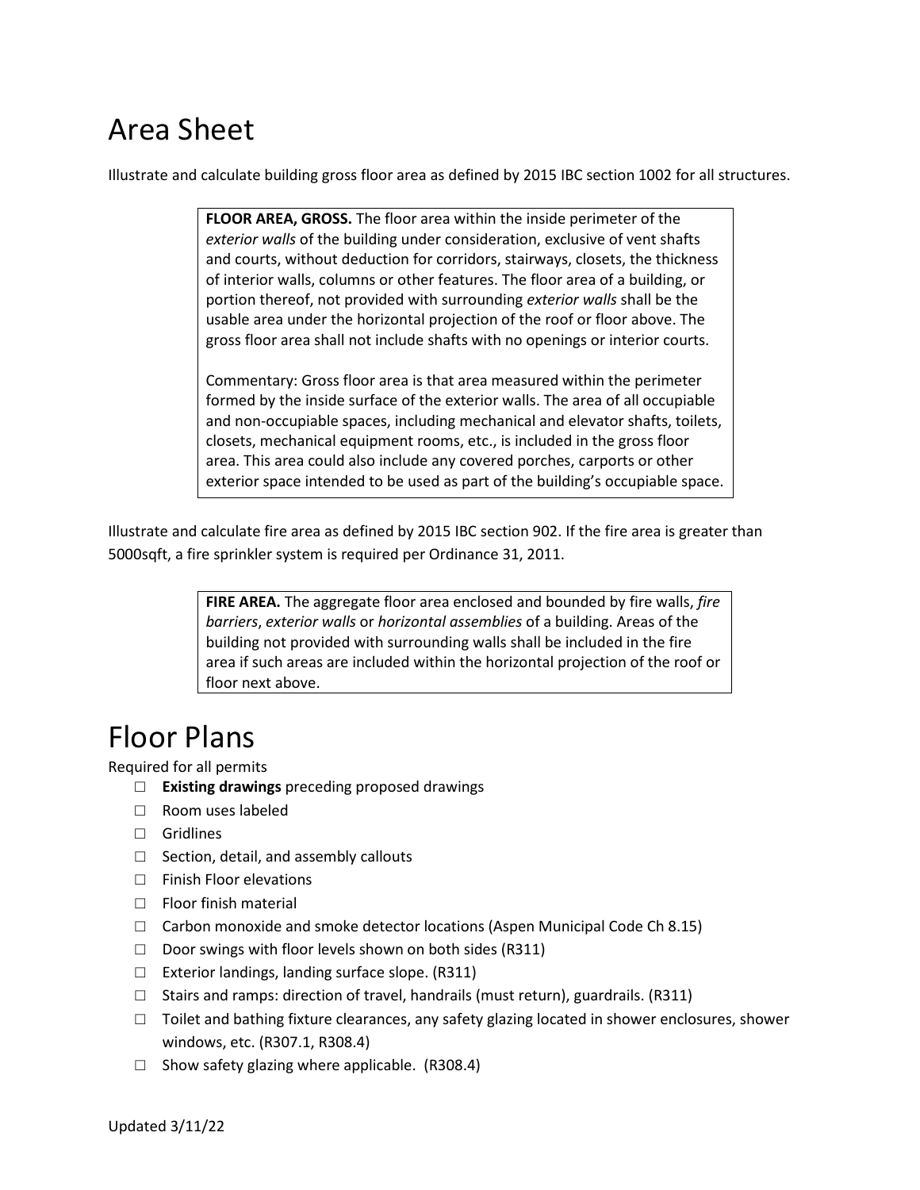# Area Sheet

Illustrate and calculate building gross floor area as defined by 2015 IBC section 1002 for all structures.

> **FLOOR AREA, GROSS.** The floor area within the inside perimeter of the *exterior walls* of the building under consideration, exclusive of vent shafts and courts, without deduction for corridors, stairways, closets, the thickness of interior walls, columns or other features. The floor area of a building, or portion thereof, not provided with surrounding *exterior walls* shall be the usable area under the horizontal projection of the roof or floor above. The gross floor area shall not include shafts with no openings or interior courts.
>
> Commentary: Gross floor area is that area measured within the perimeter formed by the inside surface of the exterior walls. The area of all occupiable and non-occupiable spaces, including mechanical and elevator shafts, toilets, closets, mechanical equipment rooms, etc., is included in the gross floor area. This area could also include any covered porches, carports or other exterior space intended to be used as part of the building's occupiable space.

Illustrate and calculate fire area as defined by 2015 IBC section 902. If the fire area is greater than 5000sqft, a fire sprinkler system is required per Ordinance 31, 2011.

> **FIRE AREA.** The aggregate floor area enclosed and bounded by fire walls, *fire barriers*, *exterior walls* or *horizontal assemblies* of a building. Areas of the building not provided with surrounding walls shall be included in the fire area if such areas are included within the horizontal projection of the roof or floor next above.

# Floor Plans

Required for all permits

- ☐ **Existing drawings** preceding proposed drawings
- ☐ Room uses labeled
- ☐ Gridlines
- ☐ Section, detail, and assembly callouts
- ☐ Finish Floor elevations
- ☐ Floor finish material
- ☐ Carbon monoxide and smoke detector locations (Aspen Municipal Code Ch 8.15)
- ☐ Door swings with floor levels shown on both sides (R311)
- ☐ Exterior landings, landing surface slope. (R311)
- ☐ Stairs and ramps: direction of travel, handrails (must return), guardrails. (R311)
- ☐ Toilet and bathing fixture clearances, any safety glazing located in shower enclosures, shower windows, etc. (R307.1, R308.4)
- ☐ Show safety glazing where applicable. (R308.4)

Updated 3/11/22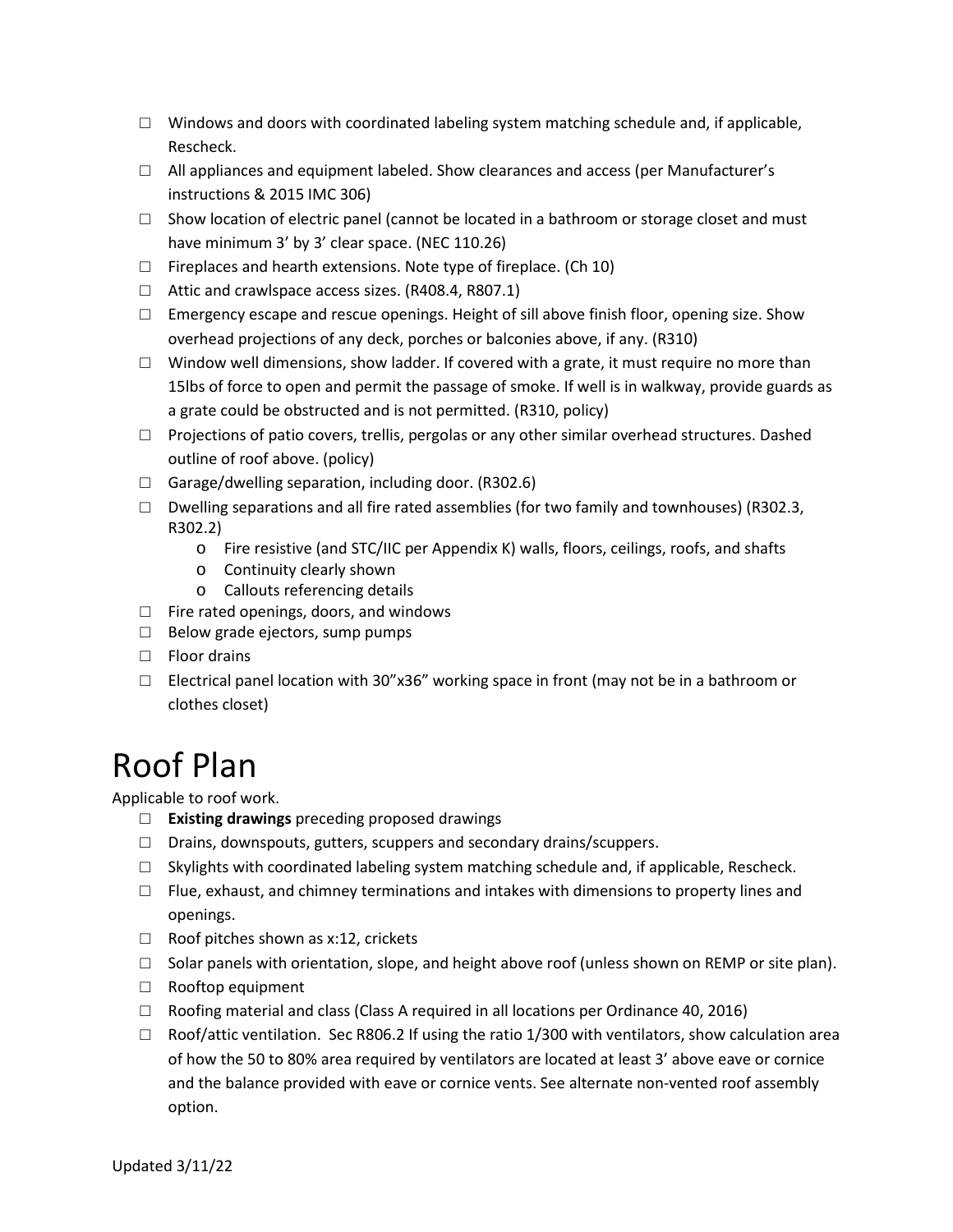- ☐ Windows and doors with coordinated labeling system matching schedule and, if applicable, Rescheck.
- ☐ All appliances and equipment labeled. Show clearances and access (per Manufacturer's instructions & 2015 IMC 306)
- ☐ Show location of electric panel (cannot be located in a bathroom or storage closet and must have minimum 3' by 3' clear space. (NEC 110.26)
- ☐ Fireplaces and hearth extensions. Note type of fireplace. (Ch 10)
- ☐ Attic and crawlspace access sizes. (R408.4, R807.1)
- ☐ Emergency escape and rescue openings. Height of sill above finish floor, opening size. Show overhead projections of any deck, porches or balconies above, if any. (R310)
- ☐ Window well dimensions, show ladder. If covered with a grate, it must require no more than 15lbs of force to open and permit the passage of smoke. If well is in walkway, provide guards as a grate could be obstructed and is not permitted. (R310, policy)
- ☐ Projections of patio covers, trellis, pergolas or any other similar overhead structures. Dashed outline of roof above. (policy)
- ☐ Garage/dwelling separation, including door. (R302.6)
- ☐ Dwelling separations and all fire rated assemblies (for two family and townhouses) (R302.3, R302.2)
  - o Fire resistive (and STC/IIC per Appendix K) walls, floors, ceilings, roofs, and shafts
  - o Continuity clearly shown
  - o Callouts referencing details
- ☐ Fire rated openings, doors, and windows
- ☐ Below grade ejectors, sump pumps
- ☐ Floor drains
- ☐ Electrical panel location with 30"x36" working space in front (may not be in a bathroom or clothes closet)

# Roof Plan

Applicable to roof work.

- ☐ **Existing drawings** preceding proposed drawings
- ☐ Drains, downspouts, gutters, scuppers and secondary drains/scuppers.
- ☐ Skylights with coordinated labeling system matching schedule and, if applicable, Rescheck.
- ☐ Flue, exhaust, and chimney terminations and intakes with dimensions to property lines and openings.
- ☐ Roof pitches shown as x:12, crickets
- ☐ Solar panels with orientation, slope, and height above roof (unless shown on REMP or site plan).
- ☐ Rooftop equipment
- ☐ Roofing material and class (Class A required in all locations per Ordinance 40, 2016)
- ☐ Roof/attic ventilation. Sec R806.2 If using the ratio 1/300 with ventilators, show calculation area of how the 50 to 80% area required by ventilators are located at least 3' above eave or cornice and the balance provided with eave or cornice vents. See alternate non-vented roof assembly option.

Updated 3/11/22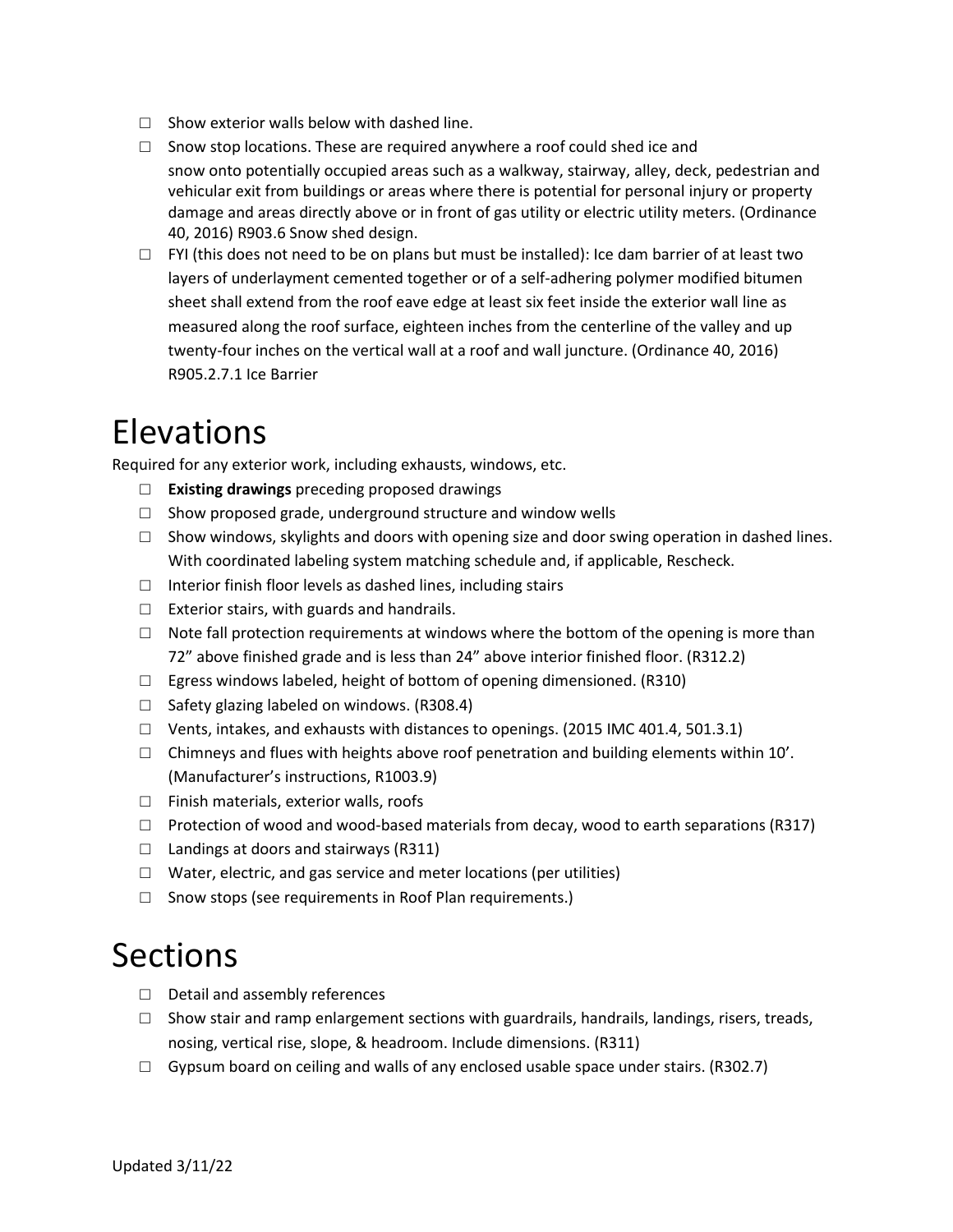- ☐ Show exterior walls below with dashed line.
- ☐ Snow stop locations. These are required anywhere a roof could shed ice and snow onto potentially occupied areas such as a walkway, stairway, alley, deck, pedestrian and vehicular exit from buildings or areas where there is potential for personal injury or property damage and areas directly above or in front of gas utility or electric utility meters. (Ordinance 40, 2016) R903.6 Snow shed design.
- ☐ FYI (this does not need to be on plans but must be installed): Ice dam barrier of at least two layers of underlayment cemented together or of a self-adhering polymer modified bitumen sheet shall extend from the roof eave edge at least six feet inside the exterior wall line as measured along the roof surface, eighteen inches from the centerline of the valley and up twenty-four inches on the vertical wall at a roof and wall juncture. (Ordinance 40, 2016) R905.2.7.1 Ice Barrier

# Elevations

Required for any exterior work, including exhausts, windows, etc.

- ☐ **Existing drawings** preceding proposed drawings
- ☐ Show proposed grade, underground structure and window wells
- ☐ Show windows, skylights and doors with opening size and door swing operation in dashed lines. With coordinated labeling system matching schedule and, if applicable, Rescheck.
- ☐ Interior finish floor levels as dashed lines, including stairs
- ☐ Exterior stairs, with guards and handrails.
- ☐ Note fall protection requirements at windows where the bottom of the opening is more than 72" above finished grade and is less than 24" above interior finished floor. (R312.2)
- ☐ Egress windows labeled, height of bottom of opening dimensioned. (R310)
- ☐ Safety glazing labeled on windows. (R308.4)
- ☐ Vents, intakes, and exhausts with distances to openings. (2015 IMC 401.4, 501.3.1)
- ☐ Chimneys and flues with heights above roof penetration and building elements within 10'. (Manufacturer's instructions, R1003.9)
- ☐ Finish materials, exterior walls, roofs
- ☐ Protection of wood and wood-based materials from decay, wood to earth separations (R317)
- ☐ Landings at doors and stairways (R311)
- ☐ Water, electric, and gas service and meter locations (per utilities)
- ☐ Snow stops (see requirements in Roof Plan requirements.)

# Sections

- ☐ Detail and assembly references
- ☐ Show stair and ramp enlargement sections with guardrails, handrails, landings, risers, treads, nosing, vertical rise, slope, & headroom. Include dimensions. (R311)
- ☐ Gypsum board on ceiling and walls of any enclosed usable space under stairs. (R302.7)

Updated 3/11/22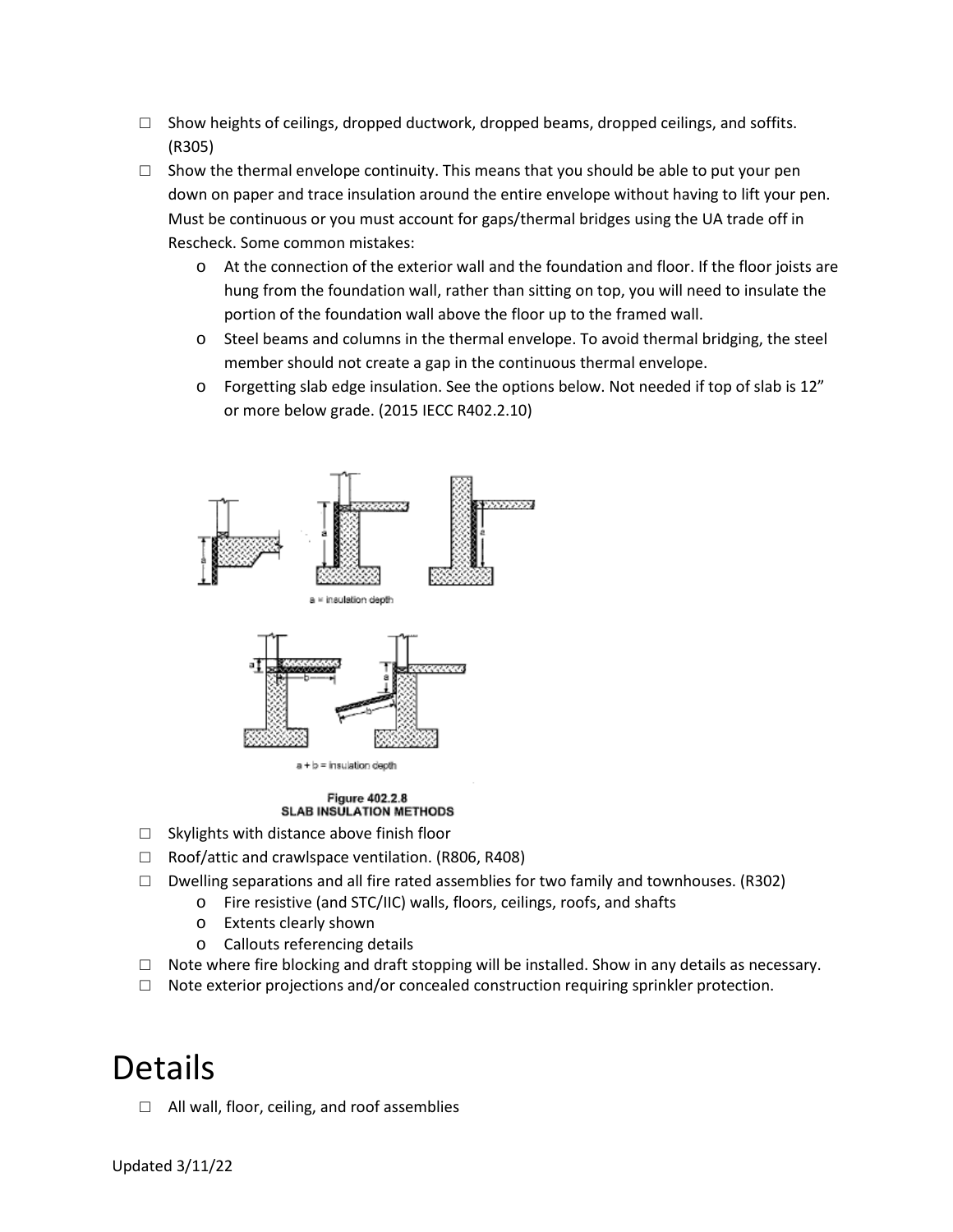- ☐ Show heights of ceilings, dropped ductwork, dropped beams, dropped ceilings, and soffits. (R305)
- ☐ Show the thermal envelope continuity. This means that you should be able to put your pen down on paper and trace insulation around the entire envelope without having to lift your pen. Must be continuous or you must account for gaps/thermal bridges using the UA trade off in Rescheck. Some common mistakes:
    - At the connection of the exterior wall and the foundation and floor. If the floor joists are hung from the foundation wall, rather than sitting on top, you will need to insulate the portion of the foundation wall above the floor up to the framed wall.
    - Steel beams and columns in the thermal envelope. To avoid thermal bridging, the steel member should not create a gap in the continuous thermal envelope.
    - Forgetting slab edge insulation. See the options below. Not needed if top of slab is 12" or more below grade. (2015 IECC R402.2.10)

a = insulation depth

a + b = insulation depth

**Figure 402.2.8**
**SLAB INSULATION METHODS**

- ☐ Skylights with distance above finish floor
- ☐ Roof/attic and crawlspace ventilation. (R806, R408)
- ☐ Dwelling separations and all fire rated assemblies for two family and townhouses. (R302)
    - Fire resistive (and STC/IIC) walls, floors, ceilings, roofs, and shafts
    - Extents clearly shown
    - Callouts referencing details
- ☐ Note where fire blocking and draft stopping will be installed. Show in any details as necessary.
- ☐ Note exterior projections and/or concealed construction requiring sprinkler protection.

# Details

- ☐ All wall, floor, ceiling, and roof assemblies

Updated 3/11/22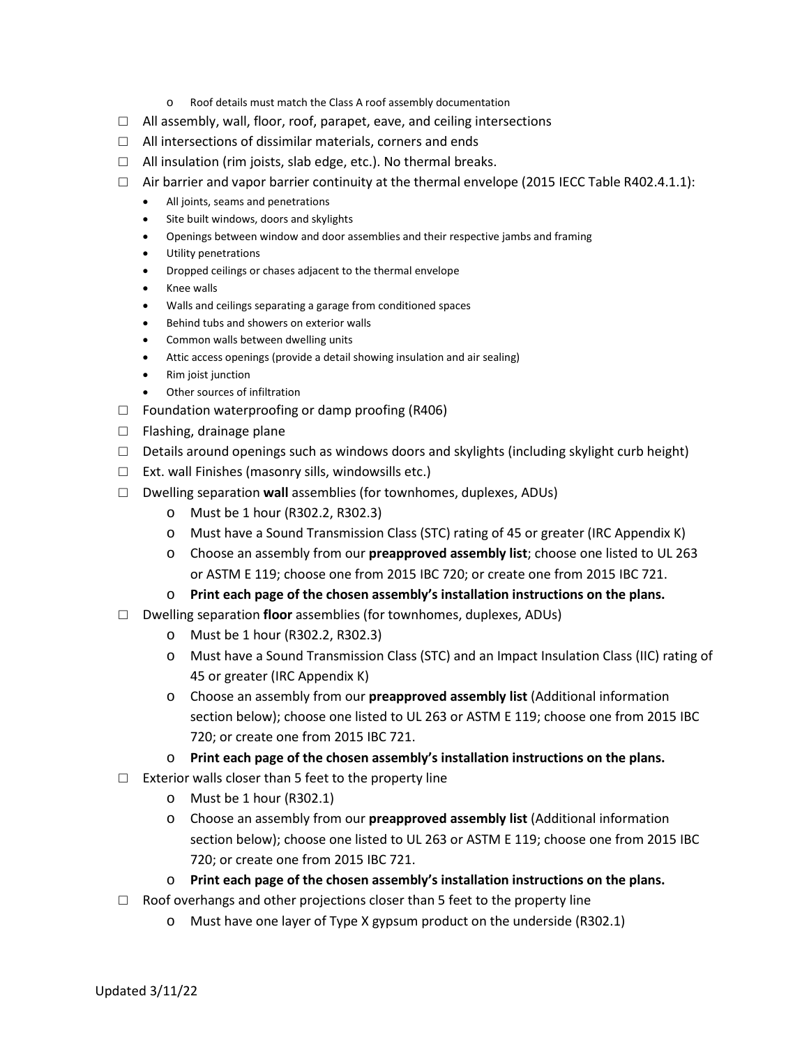- Roof details must match the Class A roof assembly documentation

☐ All assembly, wall, floor, roof, parapet, eave, and ceiling intersections

☐ All intersections of dissimilar materials, corners and ends

☐ All insulation (rim joists, slab edge, etc.). No thermal breaks.

☐ Air barrier and vapor barrier continuity at the thermal envelope (2015 IECC Table R402.4.1.1):
- All joints, seams and penetrations
- Site built windows, doors and skylights
- Openings between window and door assemblies and their respective jambs and framing
- Utility penetrations
- Dropped ceilings or chases adjacent to the thermal envelope
- Knee walls
- Walls and ceilings separating a garage from conditioned spaces
- Behind tubs and showers on exterior walls
- Common walls between dwelling units
- Attic access openings (provide a detail showing insulation and air sealing)
- Rim joist junction
- Other sources of infiltration

☐ Foundation waterproofing or damp proofing (R406)

☐ Flashing, drainage plane

☐ Details around openings such as windows doors and skylights (including skylight curb height)

☐ Ext. wall Finishes (masonry sills, windowsills etc.)

☐ Dwelling separation **wall** assemblies (for townhomes, duplexes, ADUs)
- Must be 1 hour (R302.2, R302.3)
- Must have a Sound Transmission Class (STC) rating of 45 or greater (IRC Appendix K)
- Choose an assembly from our **preapproved assembly list**; choose one listed to UL 263 or ASTM E 119; choose one from 2015 IBC 720; or create one from 2015 IBC 721.
- **Print each page of the chosen assembly's installation instructions on the plans.**

☐ Dwelling separation **floor** assemblies (for townhomes, duplexes, ADUs)
- Must be 1 hour (R302.2, R302.3)
- Must have a Sound Transmission Class (STC) and an Impact Insulation Class (IIC) rating of 45 or greater (IRC Appendix K)
- Choose an assembly from our **preapproved assembly list** (Additional information section below); choose one listed to UL 263 or ASTM E 119; choose one from 2015 IBC 720; or create one from 2015 IBC 721.
- **Print each page of the chosen assembly's installation instructions on the plans.**

☐ Exterior walls closer than 5 feet to the property line
- Must be 1 hour (R302.1)
- Choose an assembly from our **preapproved assembly list** (Additional information section below); choose one listed to UL 263 or ASTM E 119; choose one from 2015 IBC 720; or create one from 2015 IBC 721.
- **Print each page of the chosen assembly's installation instructions on the plans.**

☐ Roof overhangs and other projections closer than 5 feet to the property line
- Must have one layer of Type X gypsum product on the underside (R302.1)

Updated 3/11/22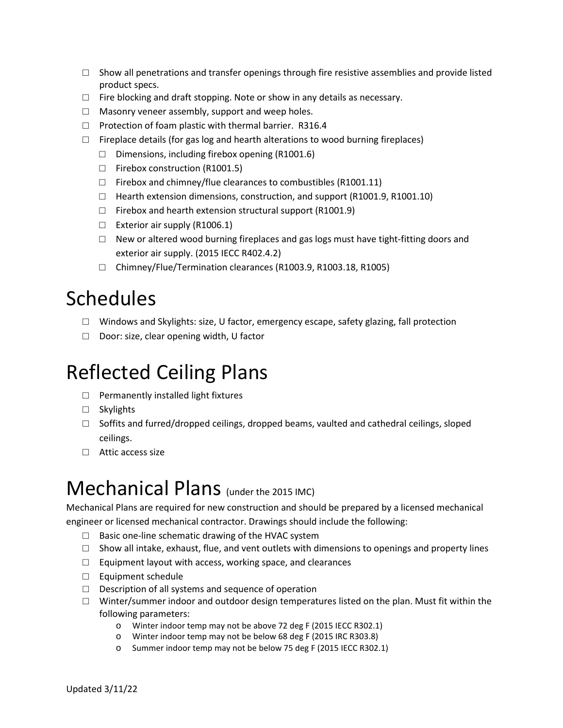- ☐ Show all penetrations and transfer openings through fire resistive assemblies and provide listed product specs.
- ☐ Fire blocking and draft stopping. Note or show in any details as necessary.
- ☐ Masonry veneer assembly, support and weep holes.
- ☐ Protection of foam plastic with thermal barrier. R316.4
- ☐ Fireplace details (for gas log and hearth alterations to wood burning fireplaces)
  - ☐ Dimensions, including firebox opening (R1001.6)
  - ☐ Firebox construction (R1001.5)
  - ☐ Firebox and chimney/flue clearances to combustibles (R1001.11)
  - ☐ Hearth extension dimensions, construction, and support (R1001.9, R1001.10)
  - ☐ Firebox and hearth extension structural support (R1001.9)
  - ☐ Exterior air supply (R1006.1)
  - ☐ New or altered wood burning fireplaces and gas logs must have tight-fitting doors and exterior air supply. (2015 IECC R402.4.2)
  - ☐ Chimney/Flue/Termination clearances (R1003.9, R1003.18, R1005)

# Schedules

- ☐ Windows and Skylights: size, U factor, emergency escape, safety glazing, fall protection
- ☐ Door: size, clear opening width, U factor

# Reflected Ceiling Plans

- ☐ Permanently installed light fixtures
- ☐ Skylights
- ☐ Soffits and furred/dropped ceilings, dropped beams, vaulted and cathedral ceilings, sloped ceilings.
- ☐ Attic access size

# Mechanical Plans (under the 2015 IMC)

Mechanical Plans are required for new construction and should be prepared by a licensed mechanical engineer or licensed mechanical contractor. Drawings should include the following:

- ☐ Basic one-line schematic drawing of the HVAC system
- ☐ Show all intake, exhaust, flue, and vent outlets with dimensions to openings and property lines
- ☐ Equipment layout with access, working space, and clearances
- ☐ Equipment schedule
- ☐ Description of all systems and sequence of operation
- ☐ Winter/summer indoor and outdoor design temperatures listed on the plan. Must fit within the following parameters:
  - Winter indoor temp may not be above 72 deg F (2015 IECC R302.1)
  - Winter indoor temp may not be below 68 deg F (2015 IRC R303.8)
  - Summer indoor temp may not be below 75 deg F (2015 IECC R302.1)

Updated 3/11/22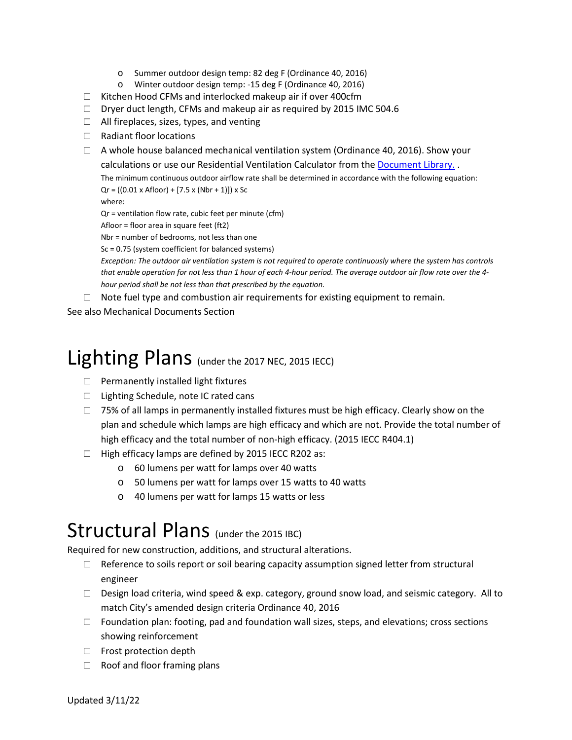- Summer outdoor design temp: 82 deg F (Ordinance 40, 2016)
  - Winter outdoor design temp: -15 deg F (Ordinance 40, 2016)
- ☐ Kitchen Hood CFMs and interlocked makeup air if over 400cfm
- ☐ Dryer duct length, CFMs and makeup air as required by 2015 IMC 504.6
- ☐ All fireplaces, sizes, types, and venting
- ☐ Radiant floor locations
- ☐ A whole house balanced mechanical ventilation system (Ordinance 40, 2016). Show your calculations or use our Residential Ventilation Calculator from the [Document Library.](#) .

  The minimum continuous outdoor airflow rate shall be determined in accordance with the following equation:

  $Qr = ((0.01 \times Afloor) + [7.5 \times (Nbr + 1)]) \times Sc$

  where:

  Qr = ventilation flow rate, cubic feet per minute (cfm)

  Afloor = floor area in square feet (ft2)

  Nbr = number of bedrooms, not less than one

  Sc = 0.75 (system coefficient for balanced systems)

  *Exception: The outdoor air ventilation system is not required to operate continuously where the system has controls that enable operation for not less than 1 hour of each 4-hour period. The average outdoor air flow rate over the 4-hour period shall be not less than that prescribed by the equation.*
- ☐ Note fuel type and combustion air requirements for existing equipment to remain.

See also Mechanical Documents Section

# Lighting Plans (under the 2017 NEC, 2015 IECC)

- ☐ Permanently installed light fixtures
- ☐ Lighting Schedule, note IC rated cans
- ☐ 75% of all lamps in permanently installed fixtures must be high efficacy. Clearly show on the plan and schedule which lamps are high efficacy and which are not. Provide the total number of high efficacy and the total number of non-high efficacy. (2015 IECC R404.1)
- ☐ High efficacy lamps are defined by 2015 IECC R202 as:
  - 60 lumens per watt for lamps over 40 watts
  - 50 lumens per watt for lamps over 15 watts to 40 watts
  - 40 lumens per watt for lamps 15 watts or less

# Structural Plans (under the 2015 IBC)

Required for new construction, additions, and structural alterations.

- ☐ Reference to soils report or soil bearing capacity assumption signed letter from structural engineer
- ☐ Design load criteria, wind speed & exp. category, ground snow load, and seismic category. All to match City's amended design criteria Ordinance 40, 2016
- ☐ Foundation plan: footing, pad and foundation wall sizes, steps, and elevations; cross sections showing reinforcement
- ☐ Frost protection depth
- ☐ Roof and floor framing plans

Updated 3/11/22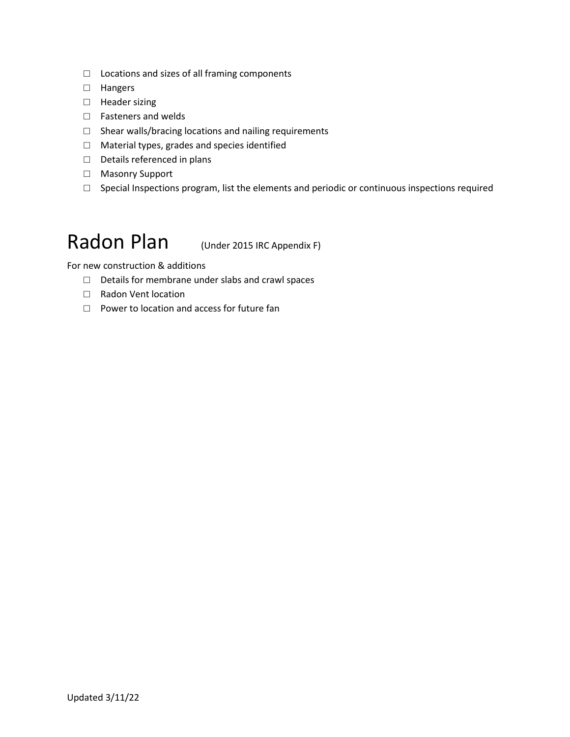- ☐ Locations and sizes of all framing components
- ☐ Hangers
- ☐ Header sizing
- ☐ Fasteners and welds
- ☐ Shear walls/bracing locations and nailing requirements
- ☐ Material types, grades and species identified
- ☐ Details referenced in plans
- ☐ Masonry Support
- ☐ Special Inspections program, list the elements and periodic or continuous inspections required

# Radon Plan (Under 2015 IRC Appendix F)

For new construction & additions

- ☐ Details for membrane under slabs and crawl spaces
- ☐ Radon Vent location
- ☐ Power to location and access for future fan

Updated 3/11/22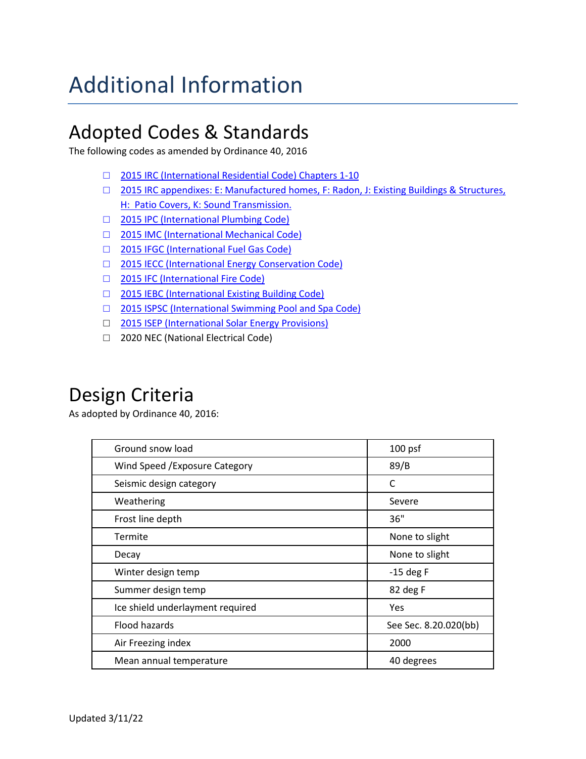# Additional Information

## Adopted Codes & Standards

The following codes as amended by Ordinance 40, 2016

- ☐ 2015 IRC (International Residential Code) Chapters 1-10
- ☐ 2015 IRC appendixes: E: Manufactured homes, F: Radon, J: Existing Buildings & Structures, H: Patio Covers, K: Sound Transmission.
- ☐ 2015 IPC (International Plumbing Code)
- ☐ 2015 IMC (International Mechanical Code)
- ☐ 2015 IFGC (International Fuel Gas Code)
- ☐ 2015 IECC (International Energy Conservation Code)
- ☐ 2015 IFC (International Fire Code)
- ☐ 2015 IEBC (International Existing Building Code)
- ☐ 2015 ISPSC (International Swimming Pool and Spa Code)
- ☐ 2015 ISEP (International Solar Energy Provisions)
- ☐ 2020 NEC (National Electrical Code)

## Design Criteria

As adopted by Ordinance 40, 2016:

| | |
|---|---|
| Ground snow load | 100 psf |
| Wind Speed /Exposure Category | 89/B |
| Seismic design category | C |
| Weathering | Severe |
| Frost line depth | 36" |
| Termite | None to slight |
| Decay | None to slight |
| Winter design temp | -15 deg F |
| Summer design temp | 82 deg F |
| Ice shield underlayment required | Yes |
| Flood hazards | See Sec. 8.20.020(bb) |
| Air Freezing index | 2000 |
| Mean annual temperature | 40 degrees |

Updated 3/11/22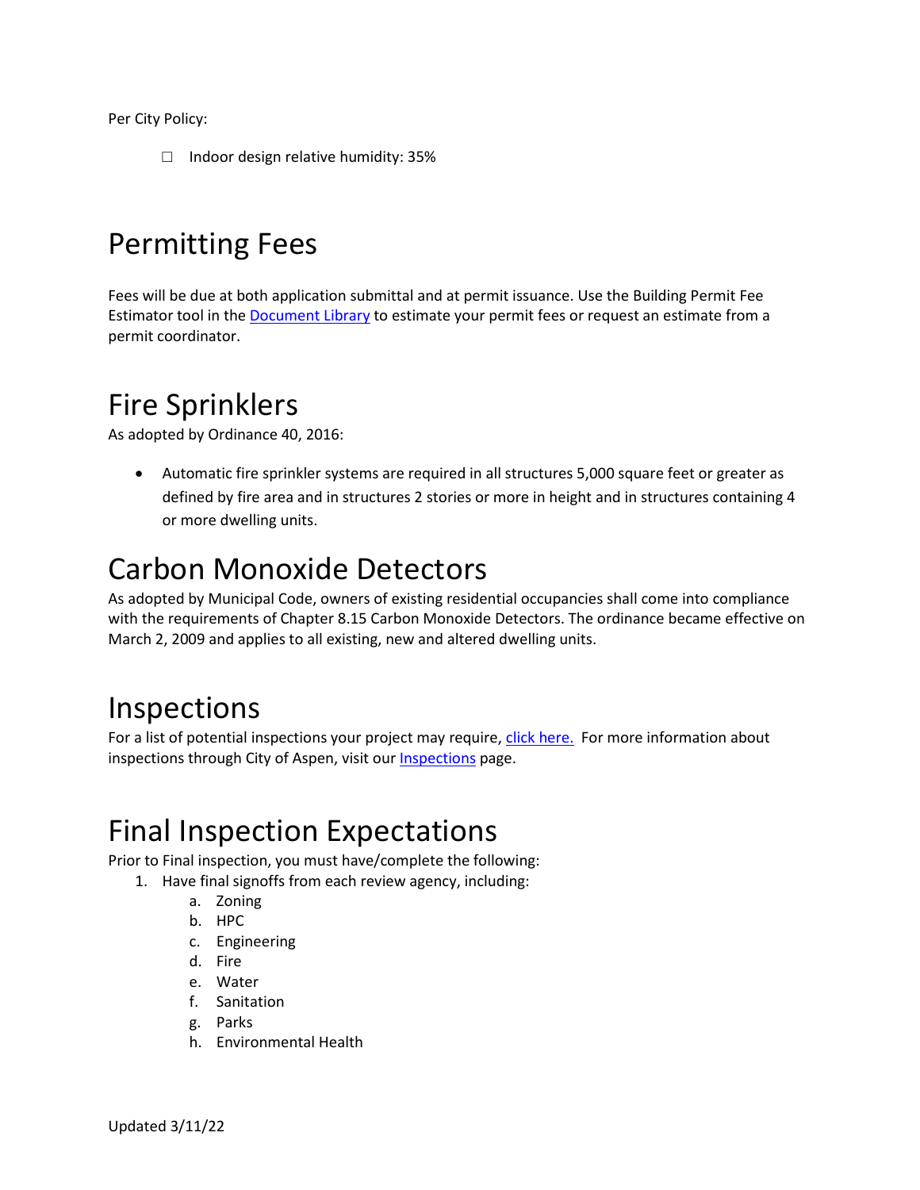Per City Policy:

- ☐ Indoor design relative humidity: 35%

# Permitting Fees

Fees will be due at both application submittal and at permit issuance. Use the Building Permit Fee Estimator tool in the Document Library to estimate your permit fees or request an estimate from a permit coordinator.

# Fire Sprinklers

As adopted by Ordinance 40, 2016:

- Automatic fire sprinkler systems are required in all structures 5,000 square feet or greater as defined by fire area and in structures 2 stories or more in height and in structures containing 4 or more dwelling units.

# Carbon Monoxide Detectors

As adopted by Municipal Code, owners of existing residential occupancies shall come into compliance with the requirements of Chapter 8.15 Carbon Monoxide Detectors. The ordinance became effective on March 2, 2009 and applies to all existing, new and altered dwelling units.

# Inspections

For a list of potential inspections your project may require, click here. For more information about inspections through City of Aspen, visit our Inspections page.

# Final Inspection Expectations

Prior to Final inspection, you must have/complete the following:

1. Have final signoffs from each review agency, including:
   a. Zoning
   b. HPC
   c. Engineering
   d. Fire
   e. Water
   f. Sanitation
   g. Parks
   h. Environmental Health

Updated 3/11/22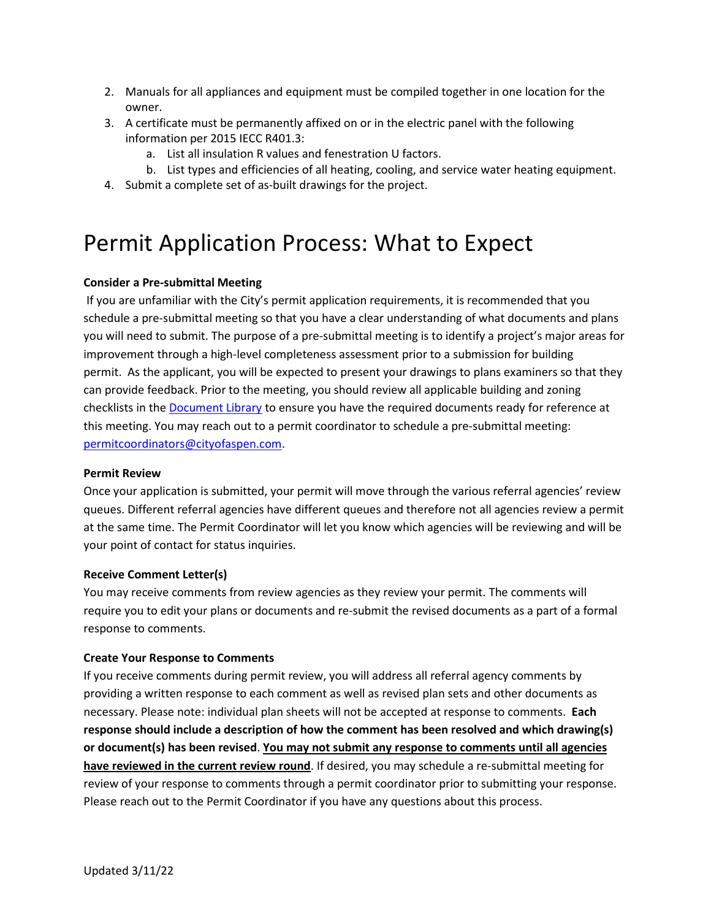2. Manuals for all appliances and equipment must be compiled together in one location for the owner.
3. A certificate must be permanently affixed on or in the electric panel with the following information per 2015 IECC R401.3:
    a. List all insulation R values and fenestration U factors.
    b. List types and efficiencies of all heating, cooling, and service water heating equipment.
4. Submit a complete set of as-built drawings for the project.

# Permit Application Process: What to Expect

**Consider a Pre-submittal Meeting**

If you are unfamiliar with the City's permit application requirements, it is recommended that you schedule a pre-submittal meeting so that you have a clear understanding of what documents and plans you will need to submit. The purpose of a pre-submittal meeting is to identify a project's major areas for improvement through a high-level completeness assessment prior to a submission for building permit. As the applicant, you will be expected to present your drawings to plans examiners so that they can provide feedback. Prior to the meeting, you should review all applicable building and zoning checklists in the [Document Library](Document Library) to ensure you have the required documents ready for reference at this meeting. You may reach out to a permit coordinator to schedule a pre-submittal meeting: [permitcoordinators@cityofaspen.com](mailto:permitcoordinators@cityofaspen.com).

**Permit Review**

Once your application is submitted, your permit will move through the various referral agencies' review queues. Different referral agencies have different queues and therefore not all agencies review a permit at the same time. The Permit Coordinator will let you know which agencies will be reviewing and will be your point of contact for status inquiries.

**Receive Comment Letter(s)**

You may receive comments from review agencies as they review your permit. The comments will require you to edit your plans or documents and re-submit the revised documents as a part of a formal response to comments.

**Create Your Response to Comments**

If you receive comments during permit review, you will address all referral agency comments by providing a written response to each comment as well as revised plan sets and other documents as necessary. Please note: individual plan sheets will not be accepted at response to comments. **Each response should include a description of how the comment has been resolved and which drawing(s) or document(s) has been revised**. **<u>You may not submit any response to comments until all agencies have reviewed in the current review round</u>**. If desired, you may schedule a re-submittal meeting for review of your response to comments through a permit coordinator prior to submitting your response. Please reach out to the Permit Coordinator if you have any questions about this process.

Updated 3/11/22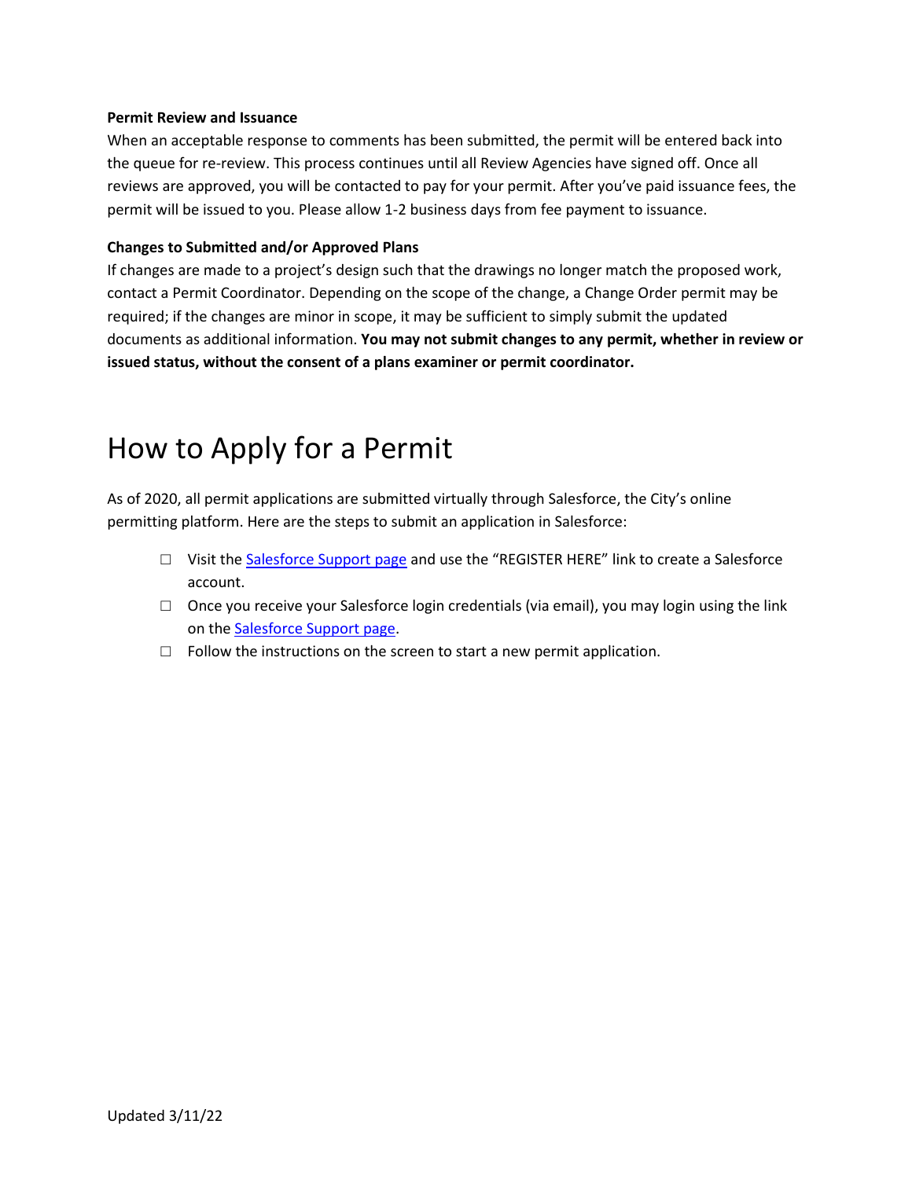**Permit Review and Issuance**

When an acceptable response to comments has been submitted, the permit will be entered back into the queue for re-review. This process continues until all Review Agencies have signed off. Once all reviews are approved, you will be contacted to pay for your permit. After you've paid issuance fees, the permit will be issued to you. Please allow 1-2 business days from fee payment to issuance.

**Changes to Submitted and/or Approved Plans**

If changes are made to a project's design such that the drawings no longer match the proposed work, contact a Permit Coordinator. Depending on the scope of the change, a Change Order permit may be required; if the changes are minor in scope, it may be sufficient to simply submit the updated documents as additional information. **You may not submit changes to any permit, whether in review or issued status, without the consent of a plans examiner or permit coordinator.**

# How to Apply for a Permit

As of 2020, all permit applications are submitted virtually through Salesforce, the City's online permitting platform. Here are the steps to submit an application in Salesforce:

- ☐ Visit the Salesforce Support page and use the "REGISTER HERE" link to create a Salesforce account.
- ☐ Once you receive your Salesforce login credentials (via email), you may login using the link on the Salesforce Support page.
- ☐ Follow the instructions on the screen to start a new permit application.

Updated 3/11/22